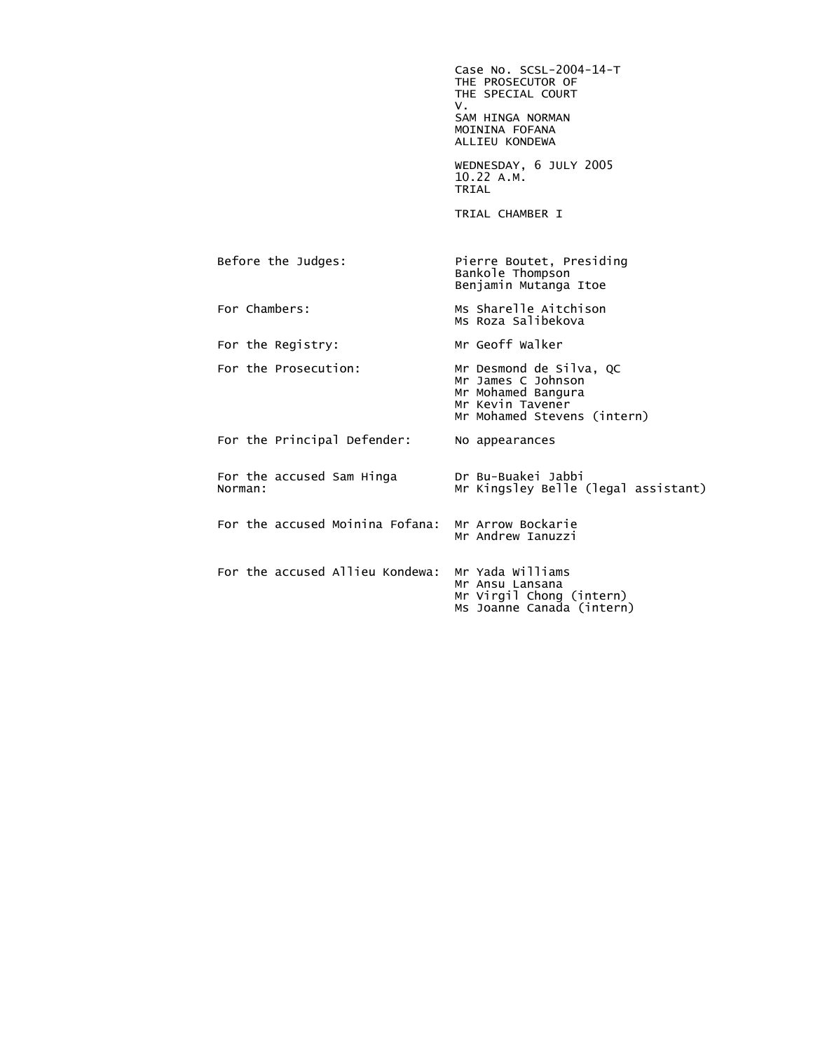Case No. SCSL-2004-14-T
THE PROSECUTOR OF
THE SPECIAL COURT
V.
SAM HINGA NORMAN
MOININA FOFANA
ALLIEU KONDEWA

WEDNESDAY, 6 JULY 2005
10.22 A.M.
TRIAL

TRIAL CHAMBER I

| | |
|---|---|
| Before the Judges: | Pierre Boutet, Presiding<br>Bankole Thompson<br>Benjamin Mutanga Itoe |
| For Chambers: | Ms Sharelle Aitchison<br>Ms Roza Salibekova |
| For the Registry: | Mr Geoff Walker |
| For the Prosecution: | Mr Desmond de Silva, QC<br>Mr James C Johnson<br>Mr Mohamed Bangura<br>Mr Kevin Tavener<br>Mr Mohamed Stevens (intern) |
| For the Principal Defender: | No appearances |
| For the accused Sam Hinga Norman: | Dr Bu-Buakei Jabbi<br>Mr Kingsley Belle (legal assistant) |
| For the accused Moinina Fofana: | Mr Arrow Bockarie<br>Mr Andrew Ianuzzi |
| For the accused Allieu Kondewa: | Mr Yada Williams<br>Mr Ansu Lansana<br>Mr Virgil Chong (intern)<br>Ms Joanne Canada (intern) |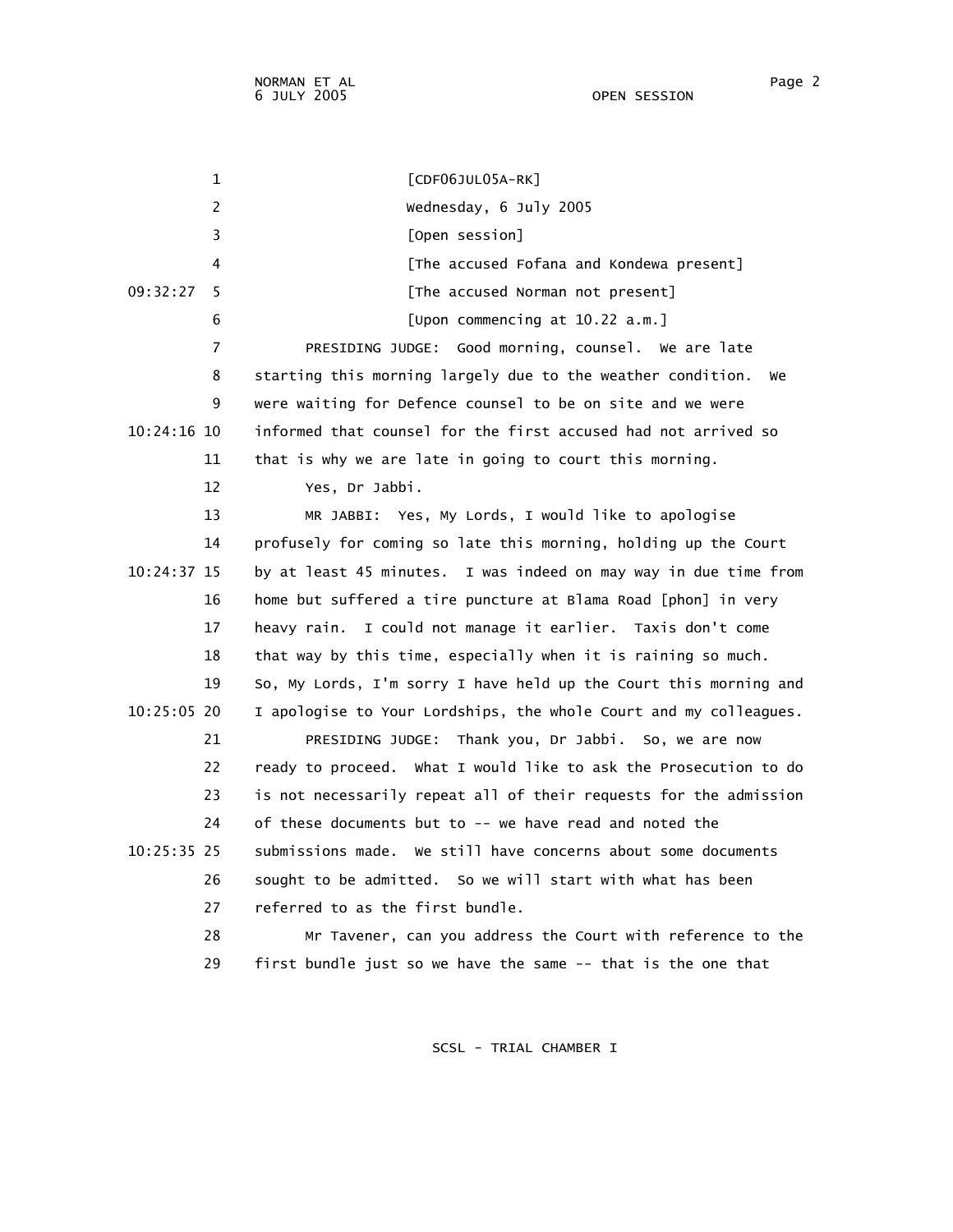[CDF06JUL05A-RK]

Wednesday, 6 July 2005

[Open session]

[The accused Fofana and Kondewa present]

[The accused Norman not present]

[Upon commencing at 10.22 a.m.]

PRESIDING JUDGE: Good morning, counsel. We are late starting this morning largely due to the weather condition. We were waiting for Defence counsel to be on site and we were informed that counsel for the first accused had not arrived so that is why we are late in going to court this morning.

Yes, Dr Jabbi.

MR JABBI: Yes, My Lords, I would like to apologise profusely for coming so late this morning, holding up the Court by at least 45 minutes. I was indeed on may way in due time from home but suffered a tire puncture at Blama Road [phon] in very heavy rain. I could not manage it earlier. Taxis don't come that way by this time, especially when it is raining so much. So, My Lords, I'm sorry I have held up the Court this morning and I apologise to Your Lordships, the whole Court and my colleagues.

PRESIDING JUDGE: Thank you, Dr Jabbi. So, we are now ready to proceed. What I would like to ask the Prosecution to do is not necessarily repeat all of their requests for the admission of these documents but to -- we have read and noted the submissions made. We still have concerns about some documents sought to be admitted. So we will start with what has been referred to as the first bundle.

Mr Tavener, can you address the Court with reference to the first bundle just so we have the same -- that is the one that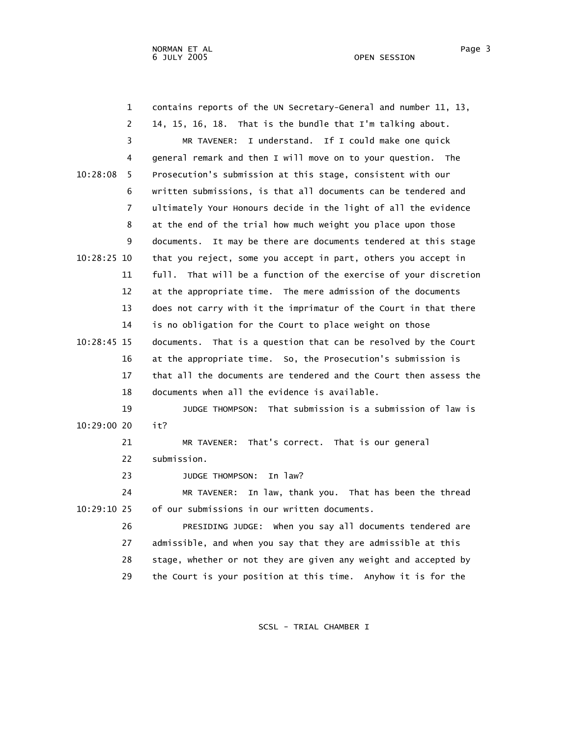contains reports of the UN Secretary-General and number 11, 13, 14, 15, 16, 18. That is the bundle that I'm talking about.

MR TAVENER: I understand. If I could make one quick general remark and then I will move on to your question. The Prosecution's submission at this stage, consistent with our written submissions, is that all documents can be tendered and ultimately Your Honours decide in the light of all the evidence at the end of the trial how much weight you place upon those documents. It may be there are documents tendered at this stage that you reject, some you accept in part, others you accept in full. That will be a function of the exercise of your discretion at the appropriate time. The mere admission of the documents does not carry with it the imprimatur of the Court in that there is no obligation for the Court to place weight on those documents. That is a question that can be resolved by the Court at the appropriate time. So, the Prosecution's submission is that all the documents are tendered and the Court then assess the documents when all the evidence is available.

JUDGE THOMPSON: That submission is a submission of law is it?

MR TAVENER: That's correct. That is our general submission.

JUDGE THOMPSON: In law?

MR TAVENER: In law, thank you. That has been the thread of our submissions in our written documents.

PRESIDING JUDGE: When you say all documents tendered are admissible, and when you say that they are admissible at this stage, whether or not they are given any weight and accepted by the Court is your position at this time. Anyhow it is for the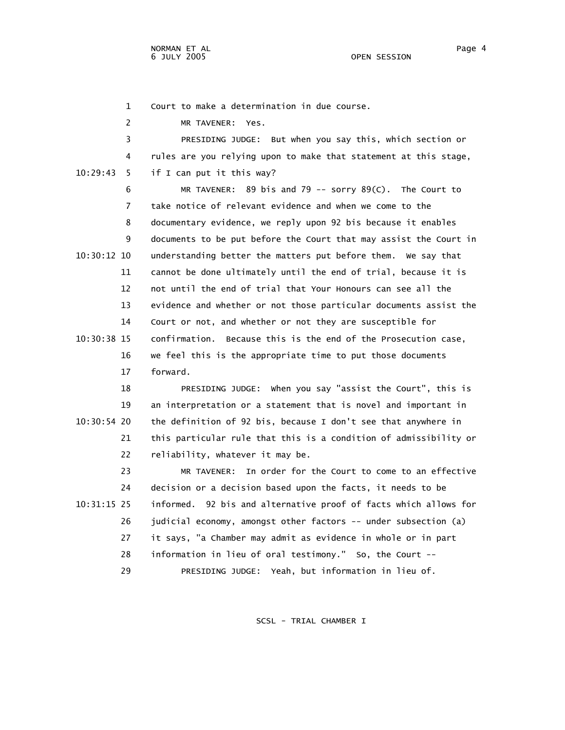Court to make a determination in due course.

MR TAVENER: Yes.

PRESIDING JUDGE: But when you say this, which section or rules are you relying upon to make that statement at this stage, if I can put it this way?

MR TAVENER: 89 bis and 79 -- sorry 89(C). The Court to take notice of relevant evidence and when we come to the documentary evidence, we reply upon 92 bis because it enables documents to be put before the Court that may assist the Court in understanding better the matters put before them. We say that cannot be done ultimately until the end of trial, because it is not until the end of trial that Your Honours can see all the evidence and whether or not those particular documents assist the Court or not, and whether or not they are susceptible for confirmation. Because this is the end of the Prosecution case, we feel this is the appropriate time to put those documents forward.

PRESIDING JUDGE: When you say "assist the Court", this is an interpretation or a statement that is novel and important in the definition of 92 bis, because I don't see that anywhere in this particular rule that this is a condition of admissibility or reliability, whatever it may be.

MR TAVENER: In order for the Court to come to an effective decision or a decision based upon the facts, it needs to be informed. 92 bis and alternative proof of facts which allows for judicial economy, amongst other factors -- under subsection (a) it says, "a Chamber may admit as evidence in whole or in part information in lieu of oral testimony." So, the Court --

PRESIDING JUDGE: Yeah, but information in lieu of.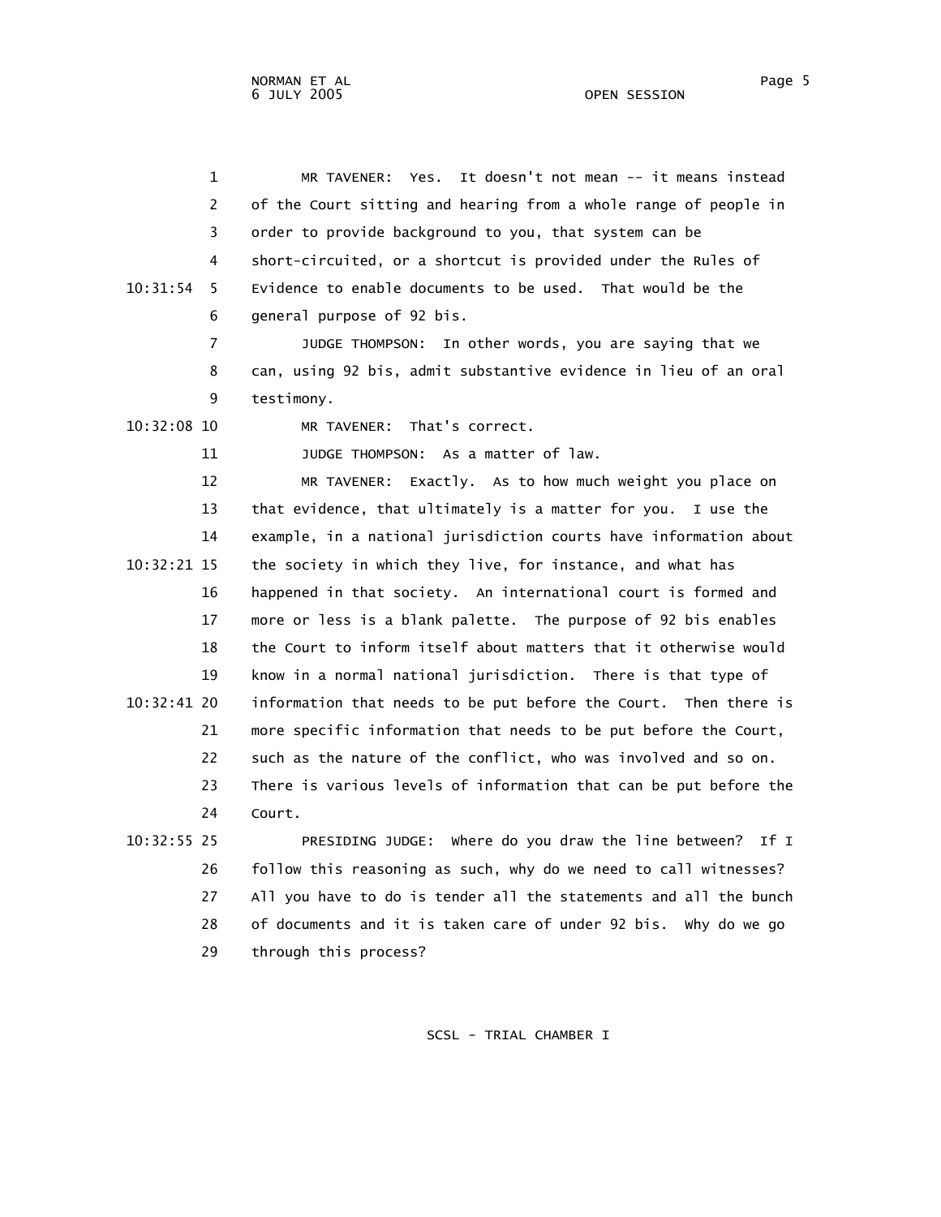1 MR TAVENER: Yes. It doesn't not mean -- it means instead
2 of the Court sitting and hearing from a whole range of people in
3 order to provide background to you, that system can be
4 short-circuited, or a shortcut is provided under the Rules of
10:31:54 5 Evidence to enable documents to be used. That would be the
6 general purpose of 92 bis.
7 JUDGE THOMPSON: In other words, you are saying that we
8 can, using 92 bis, admit substantive evidence in lieu of an oral
9 testimony.
10:32:08 10 MR TAVENER: That's correct.
11 JUDGE THOMPSON: As a matter of law.
12 MR TAVENER: Exactly. As to how much weight you place on
13 that evidence, that ultimately is a matter for you. I use the
14 example, in a national jurisdiction courts have information about
10:32:21 15 the society in which they live, for instance, and what has
16 happened in that society. An international court is formed and
17 more or less is a blank palette. The purpose of 92 bis enables
18 the Court to inform itself about matters that it otherwise would
19 know in a normal national jurisdiction. There is that type of
10:32:41 20 information that needs to be put before the Court. Then there is
21 more specific information that needs to be put before the Court,
22 such as the nature of the conflict, who was involved and so on.
23 There is various levels of information that can be put before the
24 Court.
10:32:55 25 PRESIDING JUDGE: Where do you draw the line between? If I
26 follow this reasoning as such, why do we need to call witnesses?
27 All you have to do is tender all the statements and all the bunch
28 of documents and it is taken care of under 92 bis. Why do we go
29 through this process?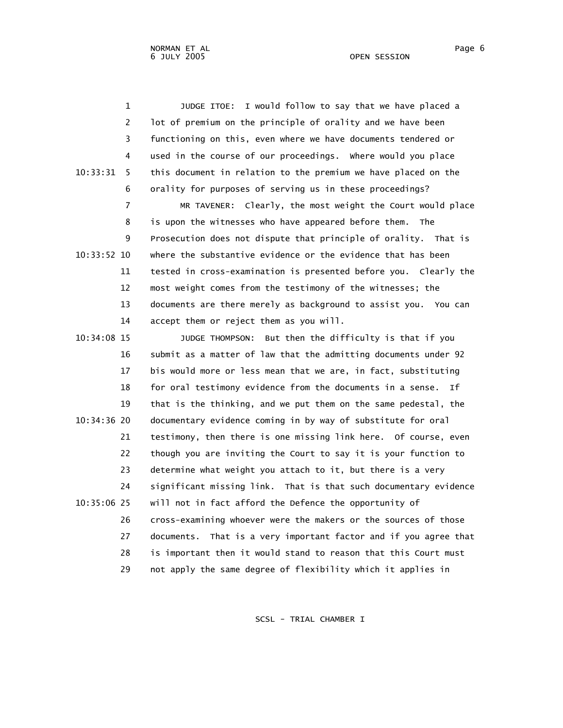JUDGE ITOE: I would follow to say that we have placed a lot of premium on the principle of orality and we have been functioning on this, even where we have documents tendered or used in the course of our proceedings. Where would you place this document in relation to the premium we have placed on the orality for purposes of serving us in these proceedings?

MR TAVENER: Clearly, the most weight the Court would place is upon the witnesses who have appeared before them. The Prosecution does not dispute that principle of orality. That is where the substantive evidence or the evidence that has been tested in cross-examination is presented before you. Clearly the most weight comes from the testimony of the witnesses; the documents are there merely as background to assist you. You can accept them or reject them as you will.

JUDGE THOMPSON: But then the difficulty is that if you submit as a matter of law that the admitting documents under 92 bis would more or less mean that we are, in fact, substituting for oral testimony evidence from the documents in a sense. If that is the thinking, and we put them on the same pedestal, the documentary evidence coming in by way of substitute for oral testimony, then there is one missing link here. Of course, even though you are inviting the Court to say it is your function to determine what weight you attach to it, but there is a very significant missing link. That is that such documentary evidence will not in fact afford the Defence the opportunity of cross-examining whoever were the makers or the sources of those documents. That is a very important factor and if you agree that is important then it would stand to reason that this Court must not apply the same degree of flexibility which it applies in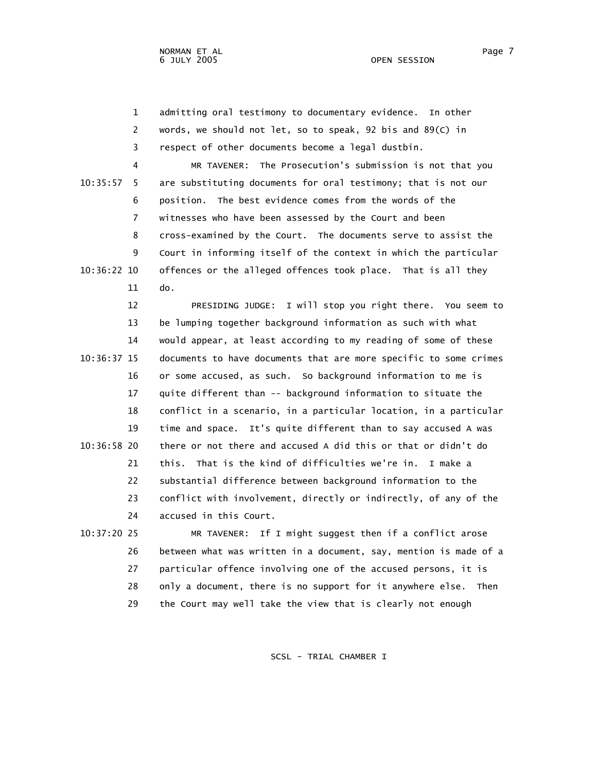admitting oral testimony to documentary evidence. In other words, we should not let, so to speak, 92 bis and 89(C) in respect of other documents become a legal dustbin.

MR TAVENER: The Prosecution's submission is not that you are substituting documents for oral testimony; that is not our position. The best evidence comes from the words of the witnesses who have been assessed by the Court and been cross-examined by the Court. The documents serve to assist the Court in informing itself of the context in which the particular offences or the alleged offences took place. That is all they do.

PRESIDING JUDGE: I will stop you right there. You seem to be lumping together background information as such with what would appear, at least according to my reading of some of these documents to have documents that are more specific to some crimes or some accused, as such. So background information to me is quite different than -- background information to situate the conflict in a scenario, in a particular location, in a particular time and space. It's quite different than to say accused A was there or not there and accused A did this or that or didn't do this. That is the kind of difficulties we're in. I make a substantial difference between background information to the conflict with involvement, directly or indirectly, of any of the accused in this Court.

MR TAVENER: If I might suggest then if a conflict arose between what was written in a document, say, mention is made of a particular offence involving one of the accused persons, it is only a document, there is no support for it anywhere else. Then the Court may well take the view that is clearly not enough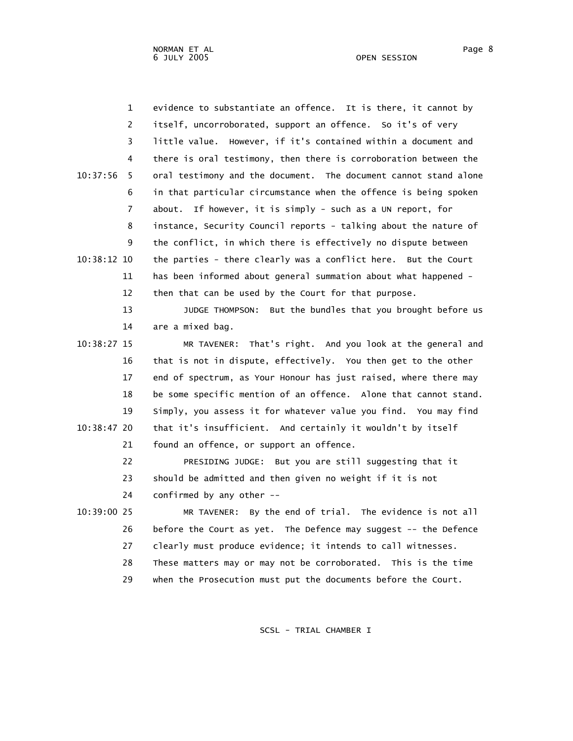evidence to substantiate an offence. It is there, it cannot by itself, uncorroborated, support an offence. So it's of very little value. However, if it's contained within a document and there is oral testimony, then there is corroboration between the oral testimony and the document. The document cannot stand alone in that particular circumstance when the offence is being spoken about. If however, it is simply - such as a UN report, for instance, Security Council reports - talking about the nature of the conflict, in which there is effectively no dispute between the parties - there clearly was a conflict here. But the Court has been informed about general summation about what happened - then that can be used by the Court for that purpose.

JUDGE THOMPSON: But the bundles that you brought before us are a mixed bag.

MR TAVENER: That's right. And you look at the general and that is not in dispute, effectively. You then get to the other end of spectrum, as Your Honour has just raised, where there may be some specific mention of an offence. Alone that cannot stand. Simply, you assess it for whatever value you find. You may find that it's insufficient. And certainly it wouldn't by itself found an offence, or support an offence.

PRESIDING JUDGE: But you are still suggesting that it should be admitted and then given no weight if it is not confirmed by any other --

MR TAVENER: By the end of trial. The evidence is not all before the Court as yet. The Defence may suggest -- the Defence clearly must produce evidence; it intends to call witnesses. These matters may or may not be corroborated. This is the time when the Prosecution must put the documents before the Court.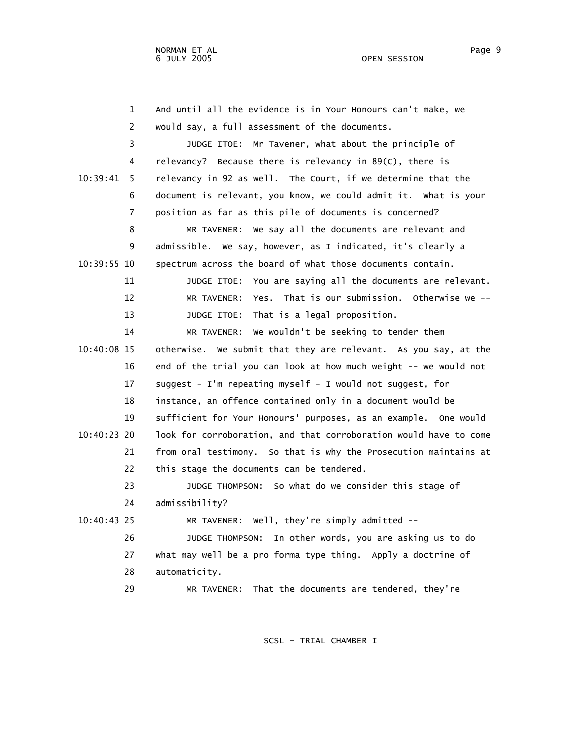And until all the evidence is in Your Honours can't make, we would say, a full assessment of the documents.

JUDGE ITOE: Mr Tavener, what about the principle of relevancy? Because there is relevancy in 89(C), there is relevancy in 92 as well. The Court, if we determine that the document is relevant, you know, we could admit it. What is your position as far as this pile of documents is concerned?

MR TAVENER: We say all the documents are relevant and admissible. We say, however, as I indicated, it's clearly a spectrum across the board of what those documents contain.

JUDGE ITOE: You are saying all the documents are relevant.

MR TAVENER: Yes. That is our submission. Otherwise we --

JUDGE ITOE: That is a legal proposition.

MR TAVENER: We wouldn't be seeking to tender them otherwise. We submit that they are relevant. As you say, at the end of the trial you can look at how much weight -- we would not suggest - I'm repeating myself - I would not suggest, for instance, an offence contained only in a document would be sufficient for Your Honours' purposes, as an example. One would look for corroboration, and that corroboration would have to come from oral testimony. So that is why the Prosecution maintains at this stage the documents can be tendered.

JUDGE THOMPSON: So what do we consider this stage of admissibility?

MR TAVENER: Well, they're simply admitted --

JUDGE THOMPSON: In other words, you are asking us to do what may well be a pro forma type thing. Apply a doctrine of automaticity.

MR TAVENER: That the documents are tendered, they're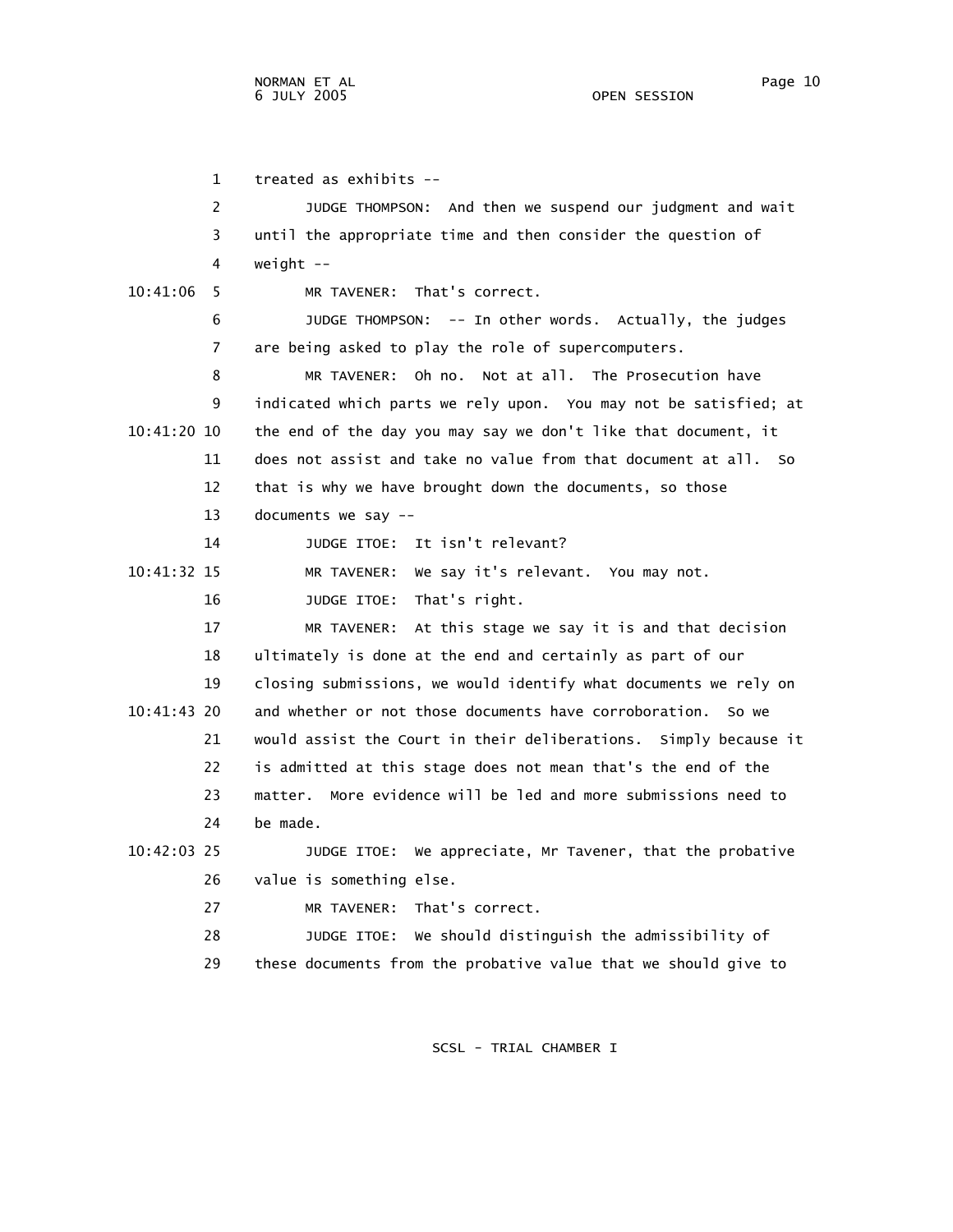treated as exhibits --

JUDGE THOMPSON: And then we suspend our judgment and wait until the appropriate time and then consider the question of weight --

MR TAVENER: That's correct.

JUDGE THOMPSON: -- In other words. Actually, the judges are being asked to play the role of supercomputers.

MR TAVENER: Oh no. Not at all. The Prosecution have indicated which parts we rely upon. You may not be satisfied; at the end of the day you may say we don't like that document, it does not assist and take no value from that document at all. So that is why we have brought down the documents, so those documents we say --

JUDGE ITOE: It isn't relevant?

MR TAVENER: We say it's relevant. You may not.

JUDGE ITOE: That's right.

MR TAVENER: At this stage we say it is and that decision ultimately is done at the end and certainly as part of our closing submissions, we would identify what documents we rely on and whether or not those documents have corroboration. So we would assist the Court in their deliberations. Simply because it is admitted at this stage does not mean that's the end of the matter. More evidence will be led and more submissions need to be made.

JUDGE ITOE: We appreciate, Mr Tavener, that the probative value is something else.

MR TAVENER: That's correct.

JUDGE ITOE: We should distinguish the admissibility of these documents from the probative value that we should give to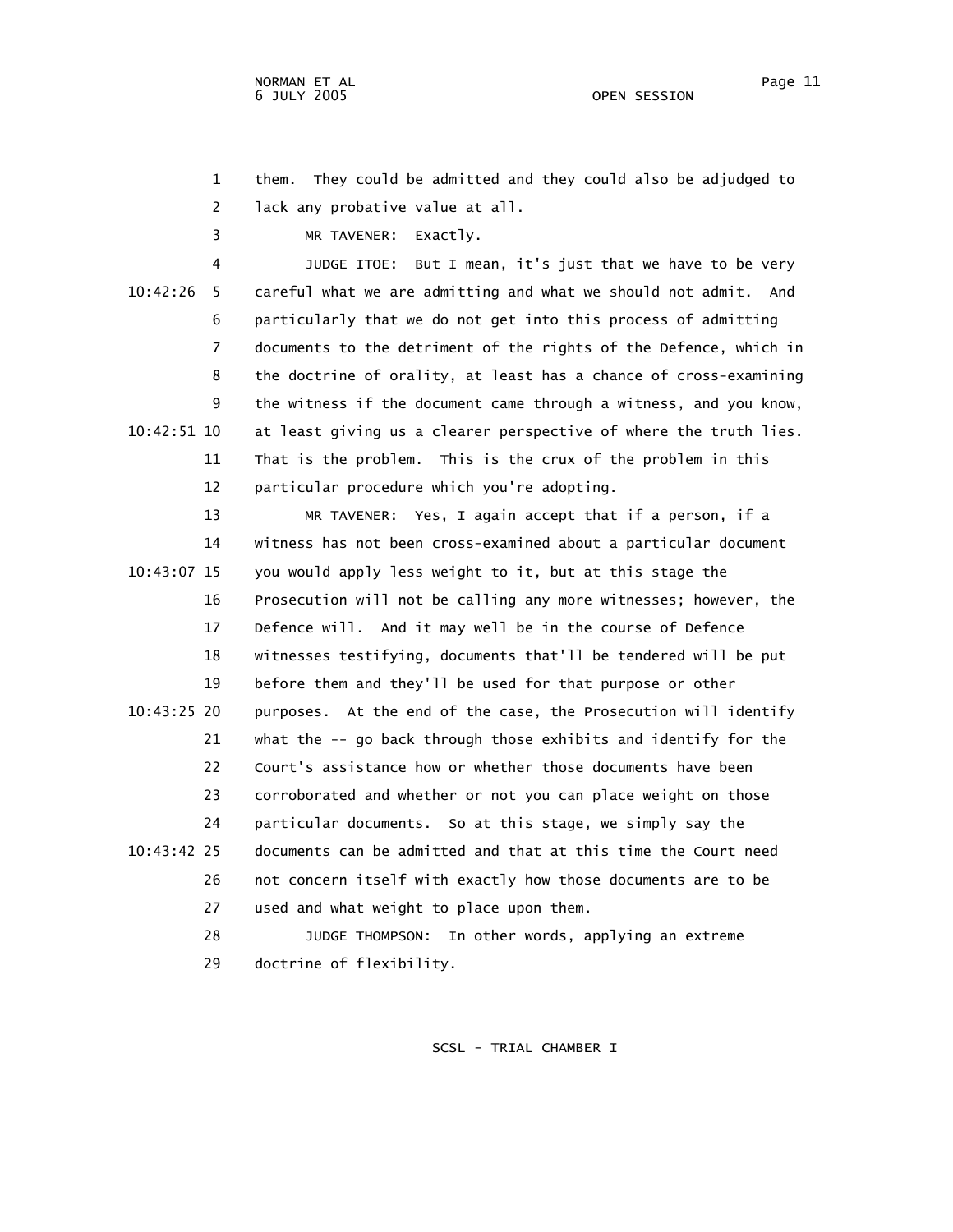them. They could be admitted and they could also be adjudged to lack any probative value at all.

MR TAVENER: Exactly.

JUDGE ITOE: But I mean, it's just that we have to be very careful what we are admitting and what we should not admit. And particularly that we do not get into this process of admitting documents to the detriment of the rights of the Defence, which in the doctrine of orality, at least has a chance of cross-examining the witness if the document came through a witness, and you know, at least giving us a clearer perspective of where the truth lies. That is the problem. This is the crux of the problem in this particular procedure which you're adopting.

MR TAVENER: Yes, I again accept that if a person, if a witness has not been cross-examined about a particular document you would apply less weight to it, but at this stage the Prosecution will not be calling any more witnesses; however, the Defence will. And it may well be in the course of Defence witnesses testifying, documents that'll be tendered will be put before them and they'll be used for that purpose or other purposes. At the end of the case, the Prosecution will identify what the -- go back through those exhibits and identify for the Court's assistance how or whether those documents have been corroborated and whether or not you can place weight on those particular documents. So at this stage, we simply say the documents can be admitted and that at this time the Court need not concern itself with exactly how those documents are to be used and what weight to place upon them.

JUDGE THOMPSON: In other words, applying an extreme doctrine of flexibility.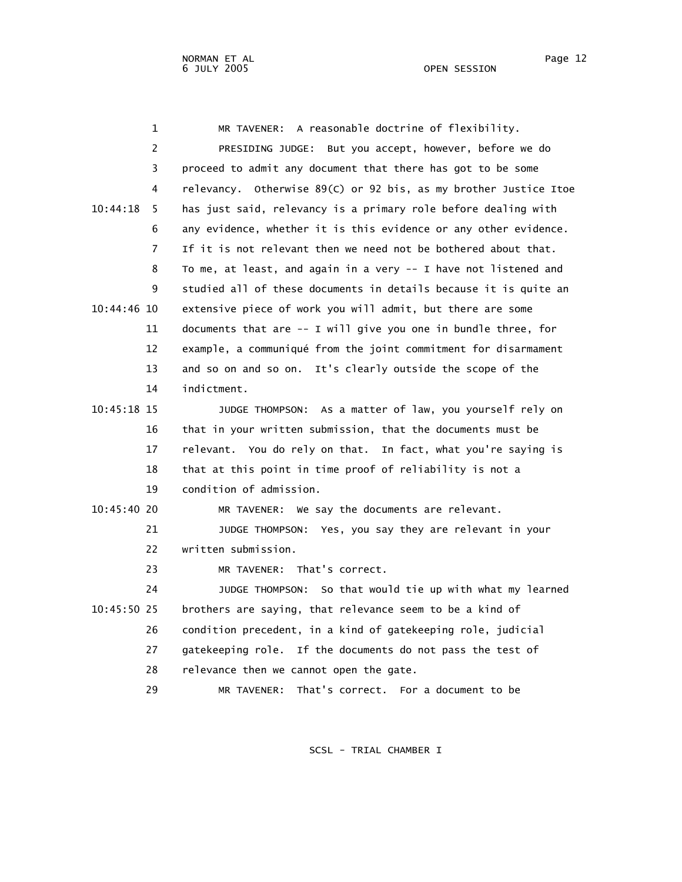MR TAVENER: A reasonable doctrine of flexibility.

PRESIDING JUDGE: But you accept, however, before we do proceed to admit any document that there has got to be some relevancy. Otherwise 89(C) or 92 bis, as my brother Justice Itoe has just said, relevancy is a primary role before dealing with any evidence, whether it is this evidence or any other evidence. If it is not relevant then we need not be bothered about that. To me, at least, and again in a very -- I have not listened and studied all of these documents in details because it is quite an extensive piece of work you will admit, but there are some documents that are -- I will give you one in bundle three, for example, a communiqué from the joint commitment for disarmament and so on and so on. It's clearly outside the scope of the indictment.

JUDGE THOMPSON: As a matter of law, you yourself rely on that in your written submission, that the documents must be relevant. You do rely on that. In fact, what you're saying is that at this point in time proof of reliability is not a condition of admission.

MR TAVENER: We say the documents are relevant.

JUDGE THOMPSON: Yes, you say they are relevant in your written submission.

MR TAVENER: That's correct.

JUDGE THOMPSON: So that would tie up with what my learned brothers are saying, that relevance seem to be a kind of condition precedent, in a kind of gatekeeping role, judicial gatekeeping role. If the documents do not pass the test of relevance then we cannot open the gate.

MR TAVENER: That's correct. For a document to be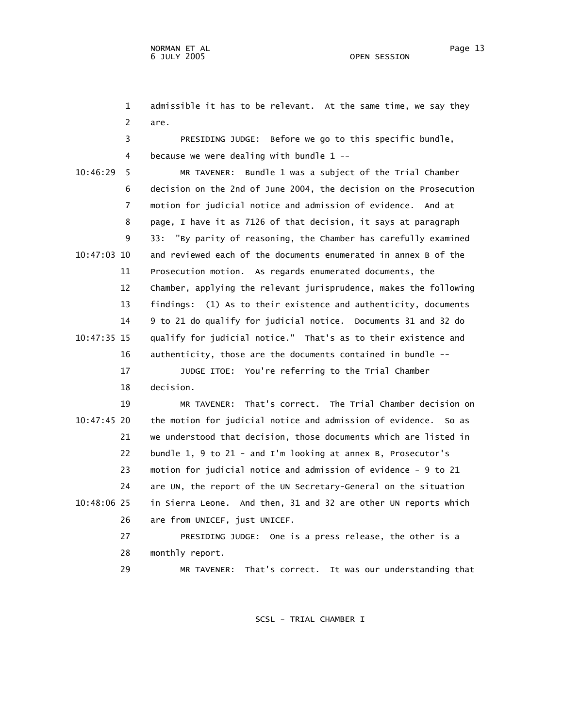1 admissible it has to be relevant. At the same time, we say they
2 are.
3 PRESIDING JUDGE: Before we go to this specific bundle,
4 because we were dealing with bundle 1 --
10:46:29 5 MR TAVENER: Bundle 1 was a subject of the Trial Chamber
6 decision on the 2nd of June 2004, the decision on the Prosecution
7 motion for judicial notice and admission of evidence. And at
8 page, I have it as 7126 of that decision, it says at paragraph
9 33: "By parity of reasoning, the Chamber has carefully examined
10:47:03 10 and reviewed each of the documents enumerated in annex B of the
11 Prosecution motion. As regards enumerated documents, the
12 Chamber, applying the relevant jurisprudence, makes the following
13 findings: (1) As to their existence and authenticity, documents
14 9 to 21 do qualify for judicial notice. Documents 31 and 32 do
10:47:35 15 qualify for judicial notice." That's as to their existence and
16 authenticity, those are the documents contained in bundle --
17 JUDGE ITOE: You're referring to the Trial Chamber
18 decision.
19 MR TAVENER: That's correct. The Trial Chamber decision on
10:47:45 20 the motion for judicial notice and admission of evidence. So as
21 we understood that decision, those documents which are listed in
22 bundle 1, 9 to 21 - and I'm looking at annex B, Prosecutor's
23 motion for judicial notice and admission of evidence - 9 to 21
24 are UN, the report of the UN Secretary-General on the situation
10:48:06 25 in Sierra Leone. And then, 31 and 32 are other UN reports which
26 are from UNICEF, just UNICEF.
27 PRESIDING JUDGE: One is a press release, the other is a
28 monthly report.
29 MR TAVENER: That's correct. It was our understanding that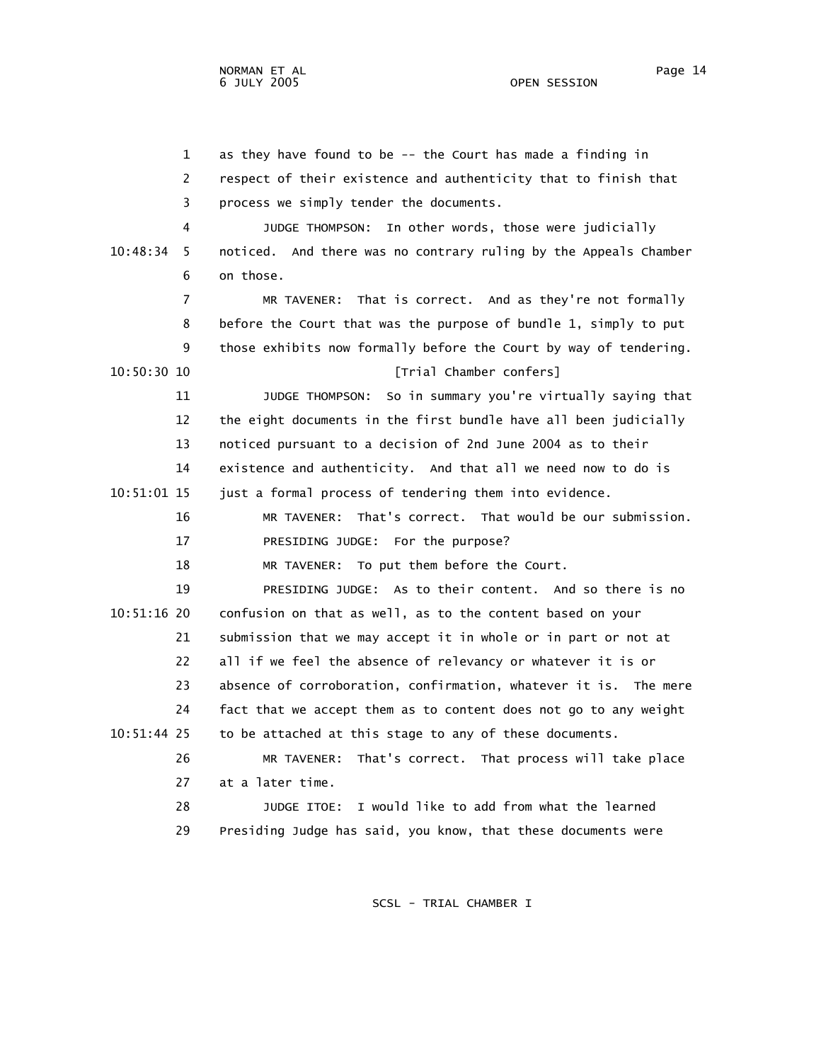as they have found to be -- the Court has made a finding in respect of their existence and authenticity that to finish that process we simply tender the documents.

JUDGE THOMPSON: In other words, those were judicially noticed. And there was no contrary ruling by the Appeals Chamber on those.

MR TAVENER: That is correct. And as they're not formally before the Court that was the purpose of bundle 1, simply to put those exhibits now formally before the Court by way of tendering.

[Trial Chamber confers]

JUDGE THOMPSON: So in summary you're virtually saying that the eight documents in the first bundle have all been judicially noticed pursuant to a decision of 2nd June 2004 as to their existence and authenticity. And that all we need now to do is just a formal process of tendering them into evidence.

MR TAVENER: That's correct. That would be our submission.

PRESIDING JUDGE: For the purpose?

MR TAVENER: To put them before the Court.

PRESIDING JUDGE: As to their content. And so there is no confusion on that as well, as to the content based on your submission that we may accept it in whole or in part or not at all if we feel the absence of relevancy or whatever it is or absence of corroboration, confirmation, whatever it is. The mere fact that we accept them as to content does not go to any weight to be attached at this stage to any of these documents.

MR TAVENER: That's correct. That process will take place at a later time.

JUDGE ITOE: I would like to add from what the learned Presiding Judge has said, you know, that these documents were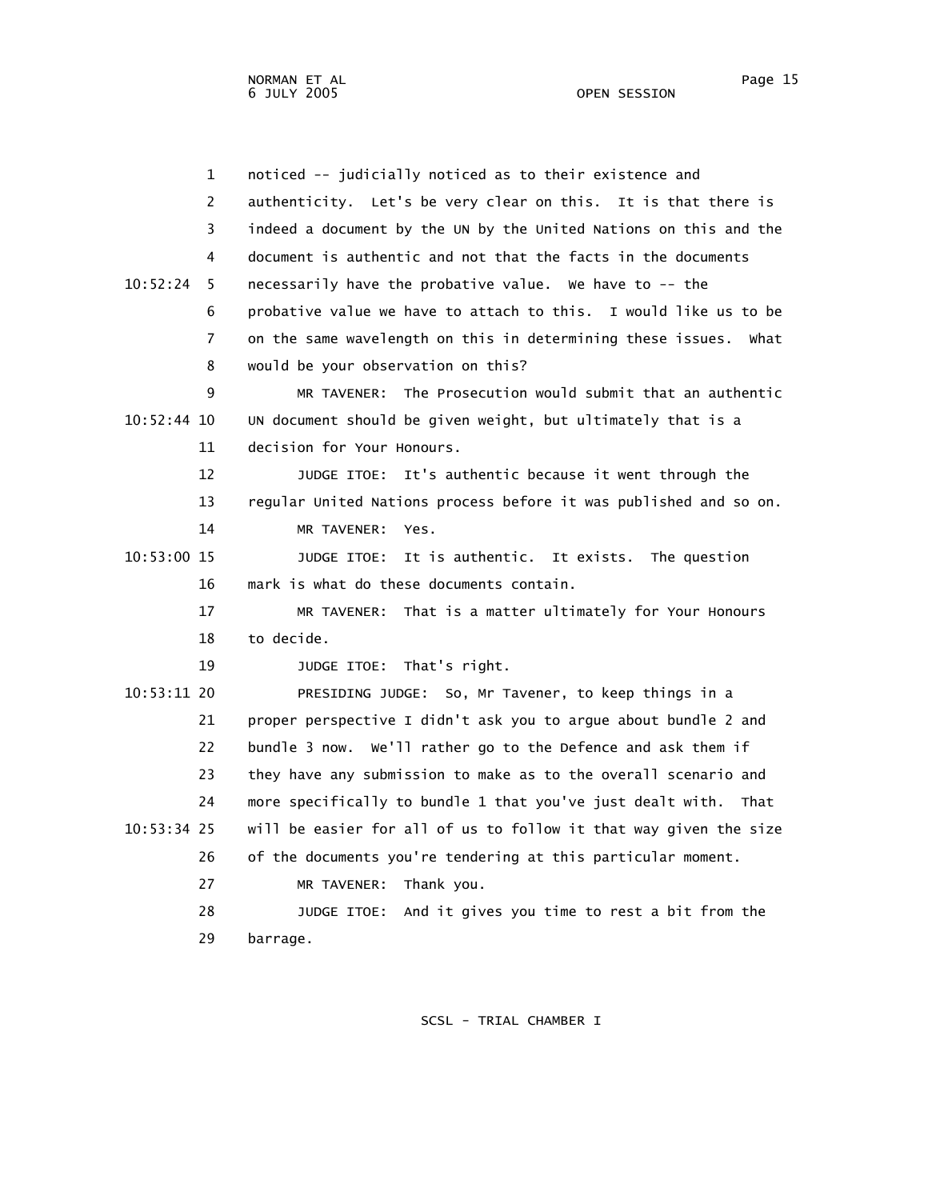noticed -- judicially noticed as to their existence and authenticity. Let's be very clear on this. It is that there is indeed a document by the UN by the United Nations on this and the document is authentic and not that the facts in the documents necessarily have the probative value. We have to -- the probative value we have to attach to this. I would like us to be on the same wavelength on this in determining these issues. What would be your observation on this?

MR TAVENER: The Prosecution would submit that an authentic UN document should be given weight, but ultimately that is a decision for Your Honours.

JUDGE ITOE: It's authentic because it went through the regular United Nations process before it was published and so on.

MR TAVENER: Yes.

JUDGE ITOE: It is authentic. It exists. The question mark is what do these documents contain.

MR TAVENER: That is a matter ultimately for Your Honours to decide.

JUDGE ITOE: That's right.

PRESIDING JUDGE: So, Mr Tavener, to keep things in a proper perspective I didn't ask you to argue about bundle 2 and bundle 3 now. We'll rather go to the Defence and ask them if they have any submission to make as to the overall scenario and more specifically to bundle 1 that you've just dealt with. That will be easier for all of us to follow it that way given the size of the documents you're tendering at this particular moment.

MR TAVENER: Thank you.

JUDGE ITOE: And it gives you time to rest a bit from the barrage.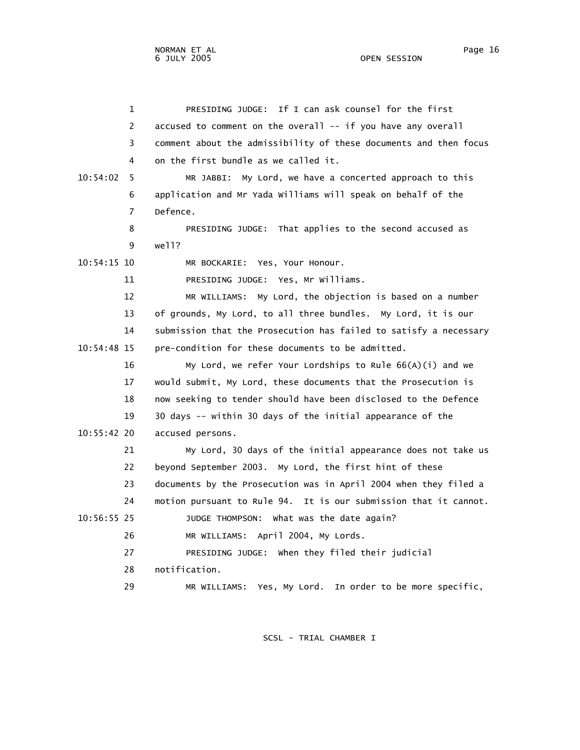PRESIDING JUDGE: If I can ask counsel for the first accused to comment on the overall -- if you have any overall comment about the admissibility of these documents and then focus on the first bundle as we called it.

MR JABBI: My Lord, we have a concerted approach to this application and Mr Yada Williams will speak on behalf of the Defence.

PRESIDING JUDGE: That applies to the second accused as well?

MR BOCKARIE: Yes, Your Honour.

PRESIDING JUDGE: Yes, Mr Williams.

MR WILLIAMS: My Lord, the objection is based on a number of grounds, My Lord, to all three bundles. My Lord, it is our submission that the Prosecution has failed to satisfy a necessary pre-condition for these documents to be admitted.

My Lord, we refer Your Lordships to Rule 66(A)(i) and we would submit, My Lord, these documents that the Prosecution is now seeking to tender should have been disclosed to the Defence 30 days -- within 30 days of the initial appearance of the accused persons.

My Lord, 30 days of the initial appearance does not take us beyond September 2003. My Lord, the first hint of these documents by the Prosecution was in April 2004 when they filed a motion pursuant to Rule 94. It is our submission that it cannot.

JUDGE THOMPSON: What was the date again?

MR WILLIAMS: April 2004, My Lords.

PRESIDING JUDGE: When they filed their judicial notification.

MR WILLIAMS: Yes, My Lord. In order to be more specific,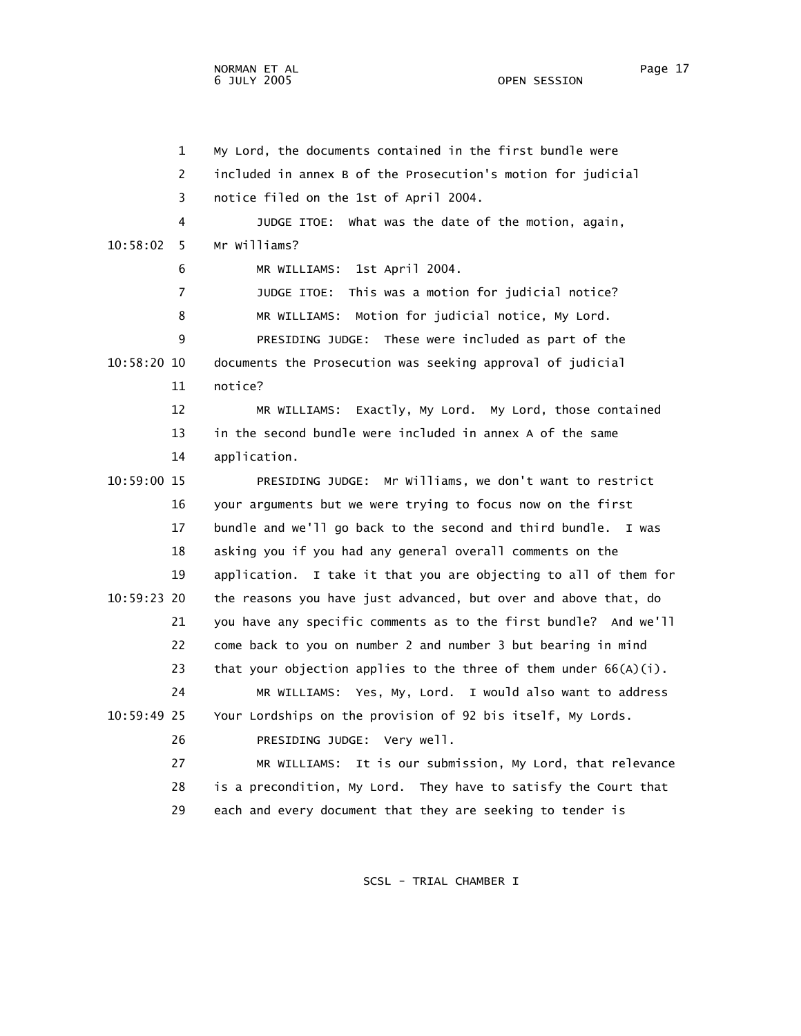My Lord, the documents contained in the first bundle were included in annex B of the Prosecution's motion for judicial notice filed on the 1st of April 2004.

JUDGE ITOE: What was the date of the motion, again, Mr Williams?

MR WILLIAMS: 1st April 2004.

JUDGE ITOE: This was a motion for judicial notice?

MR WILLIAMS: Motion for judicial notice, My Lord.

PRESIDING JUDGE: These were included as part of the documents the Prosecution was seeking approval of judicial notice?

MR WILLIAMS: Exactly, My Lord. My Lord, those contained in the second bundle were included in annex A of the same application.

PRESIDING JUDGE: Mr Williams, we don't want to restrict your arguments but we were trying to focus now on the first bundle and we'll go back to the second and third bundle. I was asking you if you had any general overall comments on the application. I take it that you are objecting to all of them for the reasons you have just advanced, but over and above that, do you have any specific comments as to the first bundle? And we'll come back to you on number 2 and number 3 but bearing in mind that your objection applies to the three of them under 66(A)(i).

MR WILLIAMS: Yes, My, Lord. I would also want to address Your Lordships on the provision of 92 bis itself, My Lords.

PRESIDING JUDGE: Very well.

MR WILLIAMS: It is our submission, My Lord, that relevance is a precondition, My Lord. They have to satisfy the Court that each and every document that they are seeking to tender is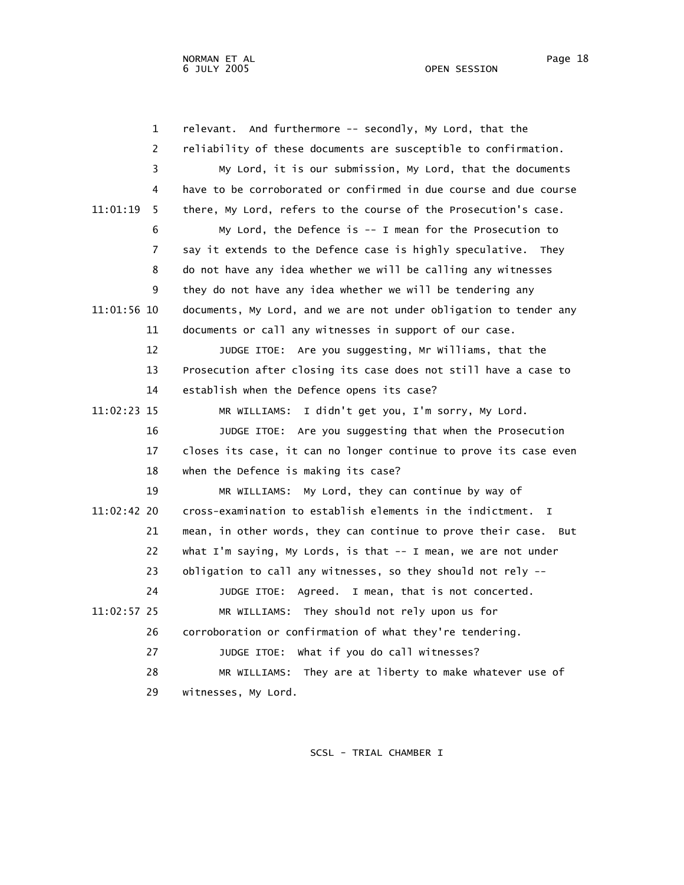relevant. And furthermore -- secondly, My Lord, that the reliability of these documents are susceptible to confirmation.

My Lord, it is our submission, My Lord, that the documents have to be corroborated or confirmed in due course and due course there, My Lord, refers to the course of the Prosecution's case.

My Lord, the Defence is -- I mean for the Prosecution to say it extends to the Defence case is highly speculative. They do not have any idea whether we will be calling any witnesses they do not have any idea whether we will be tendering any documents, My Lord, and we are not under obligation to tender any documents or call any witnesses in support of our case.

JUDGE ITOE: Are you suggesting, Mr Williams, that the Prosecution after closing its case does not still have a case to establish when the Defence opens its case?

MR WILLIAMS: I didn't get you, I'm sorry, My Lord.

JUDGE ITOE: Are you suggesting that when the Prosecution closes its case, it can no longer continue to prove its case even when the Defence is making its case?

MR WILLIAMS: My Lord, they can continue by way of cross-examination to establish elements in the indictment. I mean, in other words, they can continue to prove their case. But what I'm saying, My Lords, is that -- I mean, we are not under obligation to call any witnesses, so they should not rely --

JUDGE ITOE: Agreed. I mean, that is not concerted.

MR WILLIAMS: They should not rely upon us for corroboration or confirmation of what they're tendering.

JUDGE ITOE: What if you do call witnesses?

MR WILLIAMS: They are at liberty to make whatever use of witnesses, My Lord.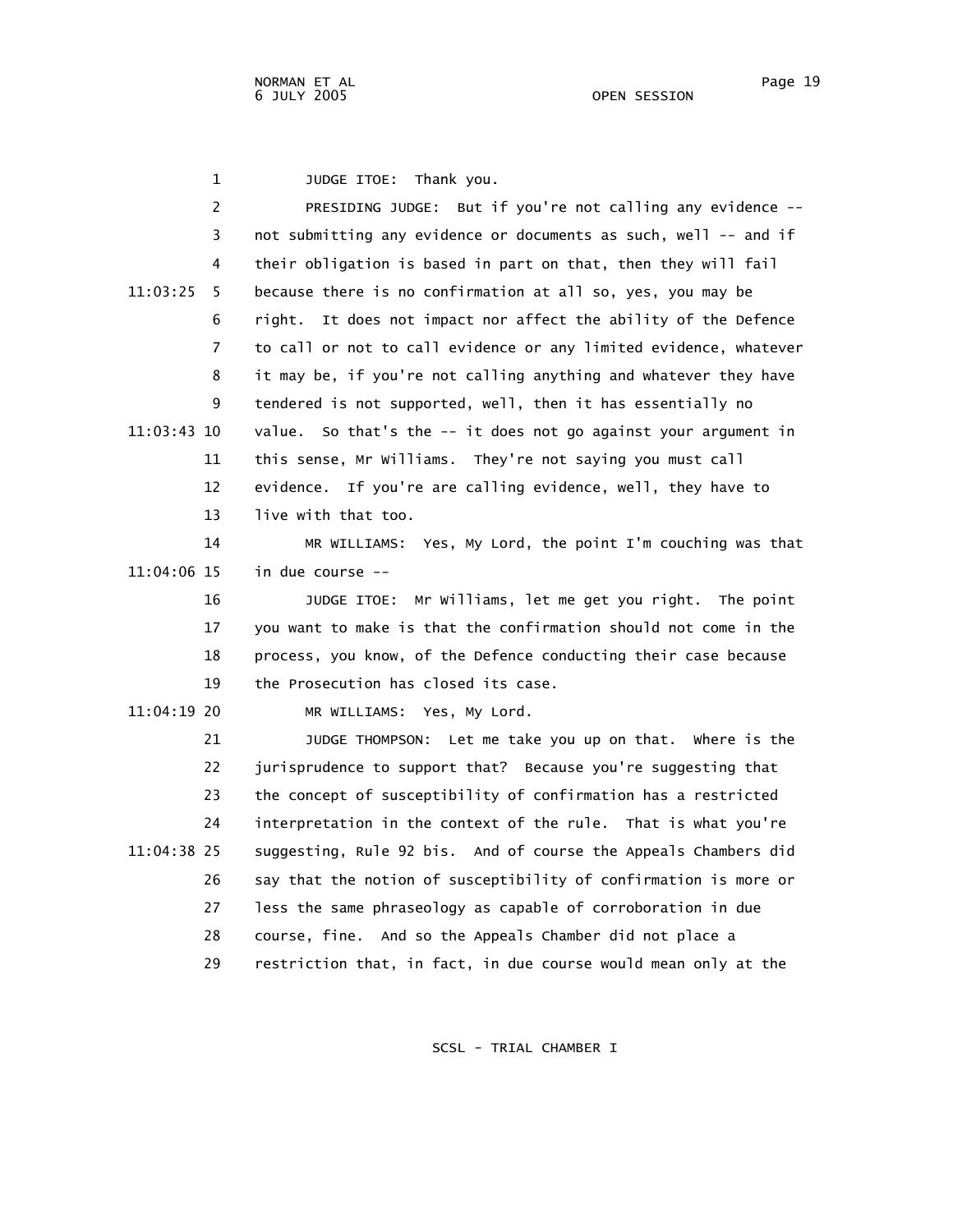1 JUDGE ITOE: Thank you.

2 PRESIDING JUDGE: But if you're not calling any evidence --

3 not submitting any evidence or documents as such, well -- and if

4 their obligation is based in part on that, then they will fail

11:03:25 5 because there is no confirmation at all so, yes, you may be

6 right. It does not impact nor affect the ability of the Defence

7 to call or not to call evidence or any limited evidence, whatever

8 it may be, if you're not calling anything and whatever they have

9 tendered is not supported, well, then it has essentially no

11:03:43 10 value. So that's the -- it does not go against your argument in

11 this sense, Mr Williams. They're not saying you must call

12 evidence. If you're are calling evidence, well, they have to

13 live with that too.

14 MR WILLIAMS: Yes, My Lord, the point I'm couching was that

11:04:06 15 in due course --

16 JUDGE ITOE: Mr Williams, let me get you right. The point

17 you want to make is that the confirmation should not come in the

18 process, you know, of the Defence conducting their case because

19 the Prosecution has closed its case.

11:04:19 20 MR WILLIAMS: Yes, My Lord.

21 JUDGE THOMPSON: Let me take you up on that. Where is the

22 jurisprudence to support that? Because you're suggesting that

23 the concept of susceptibility of confirmation has a restricted

24 interpretation in the context of the rule. That is what you're

11:04:38 25 suggesting, Rule 92 bis. And of course the Appeals Chambers did

26 say that the notion of susceptibility of confirmation is more or

27 less the same phraseology as capable of corroboration in due

28 course, fine. And so the Appeals Chamber did not place a

29 restriction that, in fact, in due course would mean only at the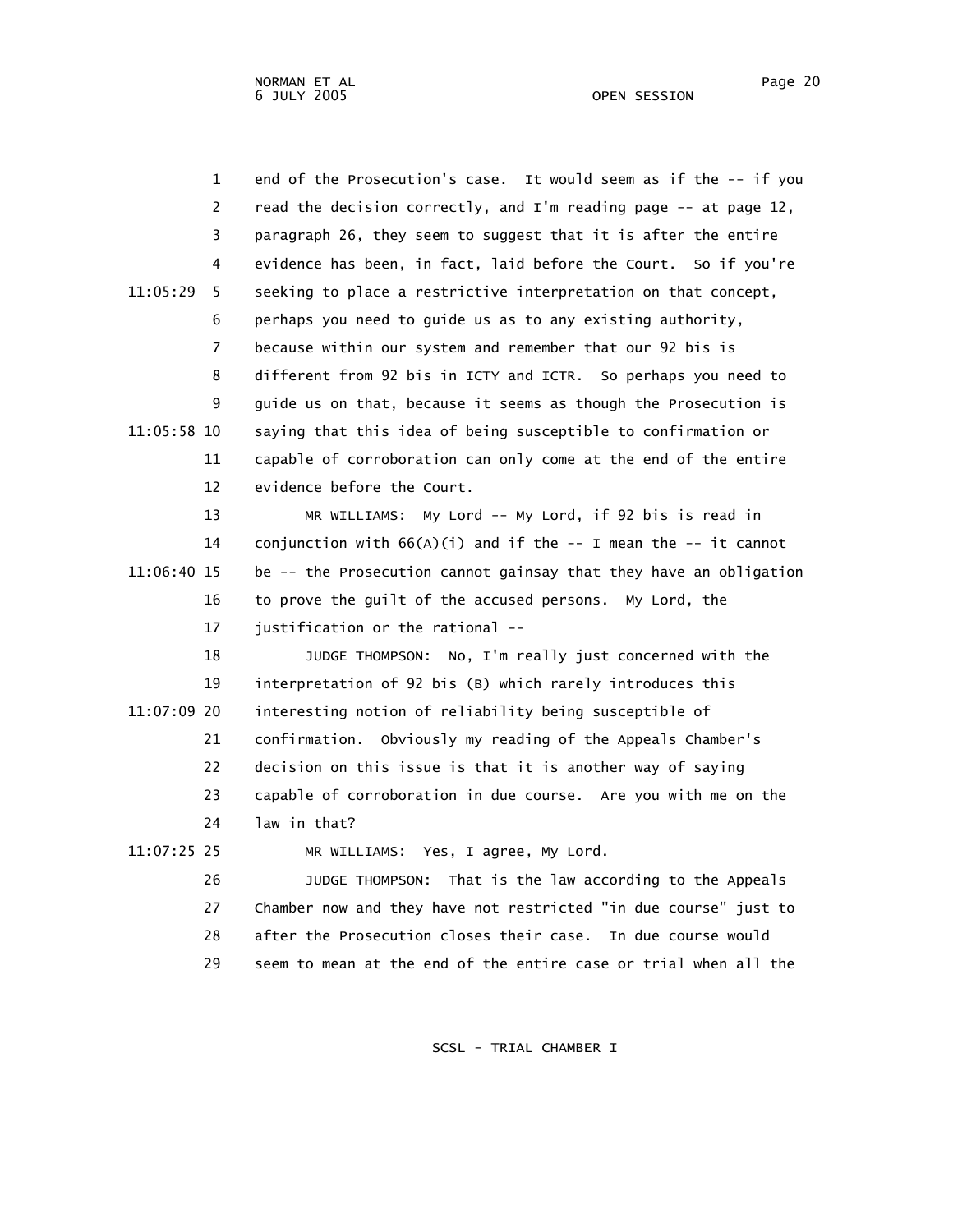end of the Prosecution's case. It would seem as if the -- if you read the decision correctly, and I'm reading page -- at page 12, paragraph 26, they seem to suggest that it is after the entire evidence has been, in fact, laid before the Court. So if you're seeking to place a restrictive interpretation on that concept, perhaps you need to guide us as to any existing authority, because within our system and remember that our 92 bis is different from 92 bis in ICTY and ICTR. So perhaps you need to guide us on that, because it seems as though the Prosecution is saying that this idea of being susceptible to confirmation or capable of corroboration can only come at the end of the entire evidence before the Court.

MR WILLIAMS: My Lord -- My Lord, if 92 bis is read in conjunction with 66(A)(i) and if the -- I mean the -- it cannot be -- the Prosecution cannot gainsay that they have an obligation to prove the guilt of the accused persons. My Lord, the justification or the rational --

JUDGE THOMPSON: No, I'm really just concerned with the interpretation of 92 bis (B) which rarely introduces this interesting notion of reliability being susceptible of confirmation. Obviously my reading of the Appeals Chamber's decision on this issue is that it is another way of saying capable of corroboration in due course. Are you with me on the law in that?

MR WILLIAMS: Yes, I agree, My Lord.

JUDGE THOMPSON: That is the law according to the Appeals Chamber now and they have not restricted "in due course" just to after the Prosecution closes their case. In due course would seem to mean at the end of the entire case or trial when all the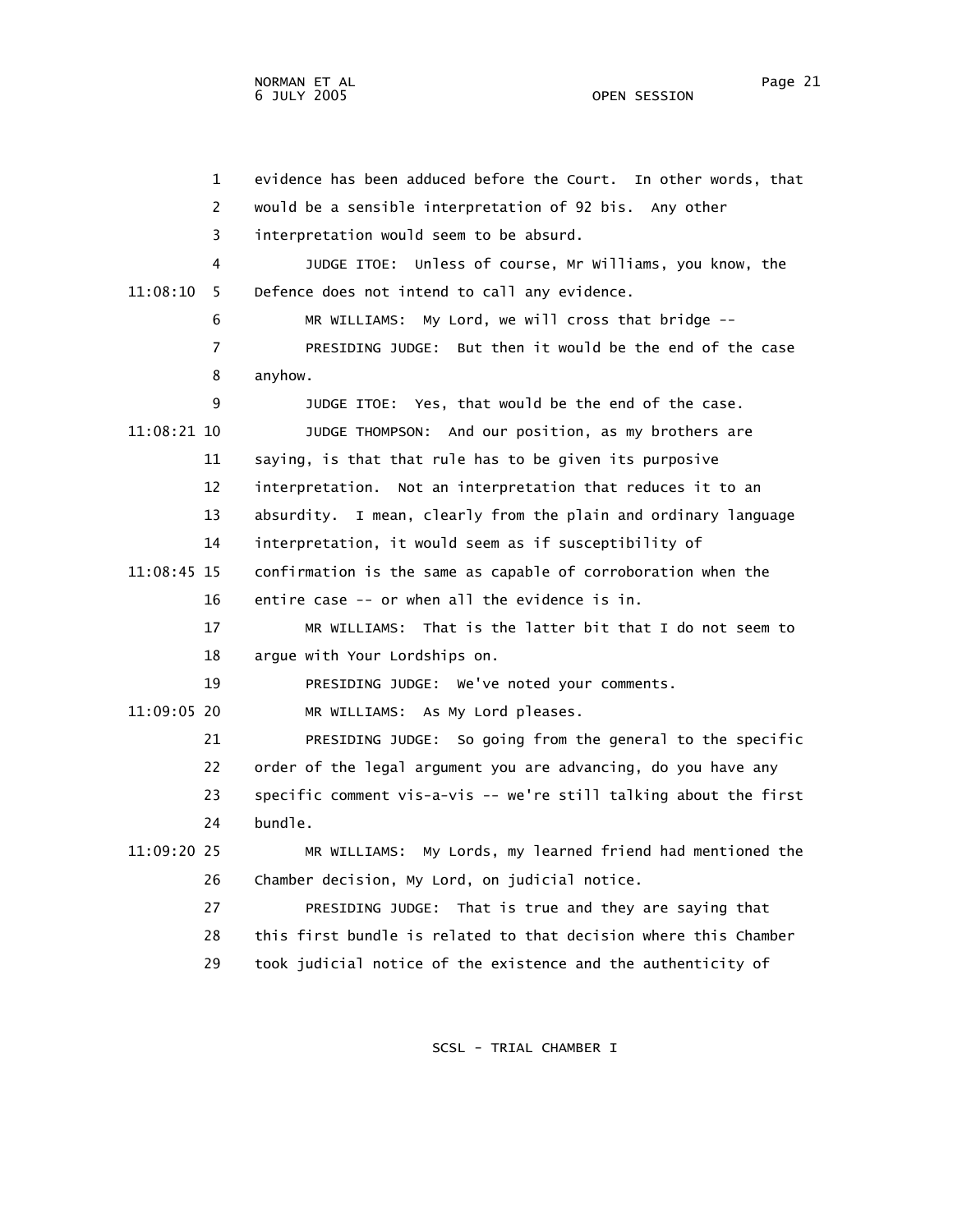evidence has been adduced before the Court. In other words, that would be a sensible interpretation of 92 bis. Any other interpretation would seem to be absurd.

JUDGE ITOE: Unless of course, Mr Williams, you know, the Defence does not intend to call any evidence.

MR WILLIAMS: My Lord, we will cross that bridge --

PRESIDING JUDGE: But then it would be the end of the case anyhow.

JUDGE ITOE: Yes, that would be the end of the case.

JUDGE THOMPSON: And our position, as my brothers are saying, is that that rule has to be given its purposive interpretation. Not an interpretation that reduces it to an absurdity. I mean, clearly from the plain and ordinary language interpretation, it would seem as if susceptibility of confirmation is the same as capable of corroboration when the entire case -- or when all the evidence is in.

MR WILLIAMS: That is the latter bit that I do not seem to argue with Your Lordships on.

PRESIDING JUDGE: We've noted your comments.

MR WILLIAMS: As My Lord pleases.

PRESIDING JUDGE: So going from the general to the specific order of the legal argument you are advancing, do you have any specific comment vis-a-vis -- we're still talking about the first bundle.

MR WILLIAMS: My Lords, my learned friend had mentioned the Chamber decision, My Lord, on judicial notice.

PRESIDING JUDGE: That is true and they are saying that this first bundle is related to that decision where this Chamber took judicial notice of the existence and the authenticity of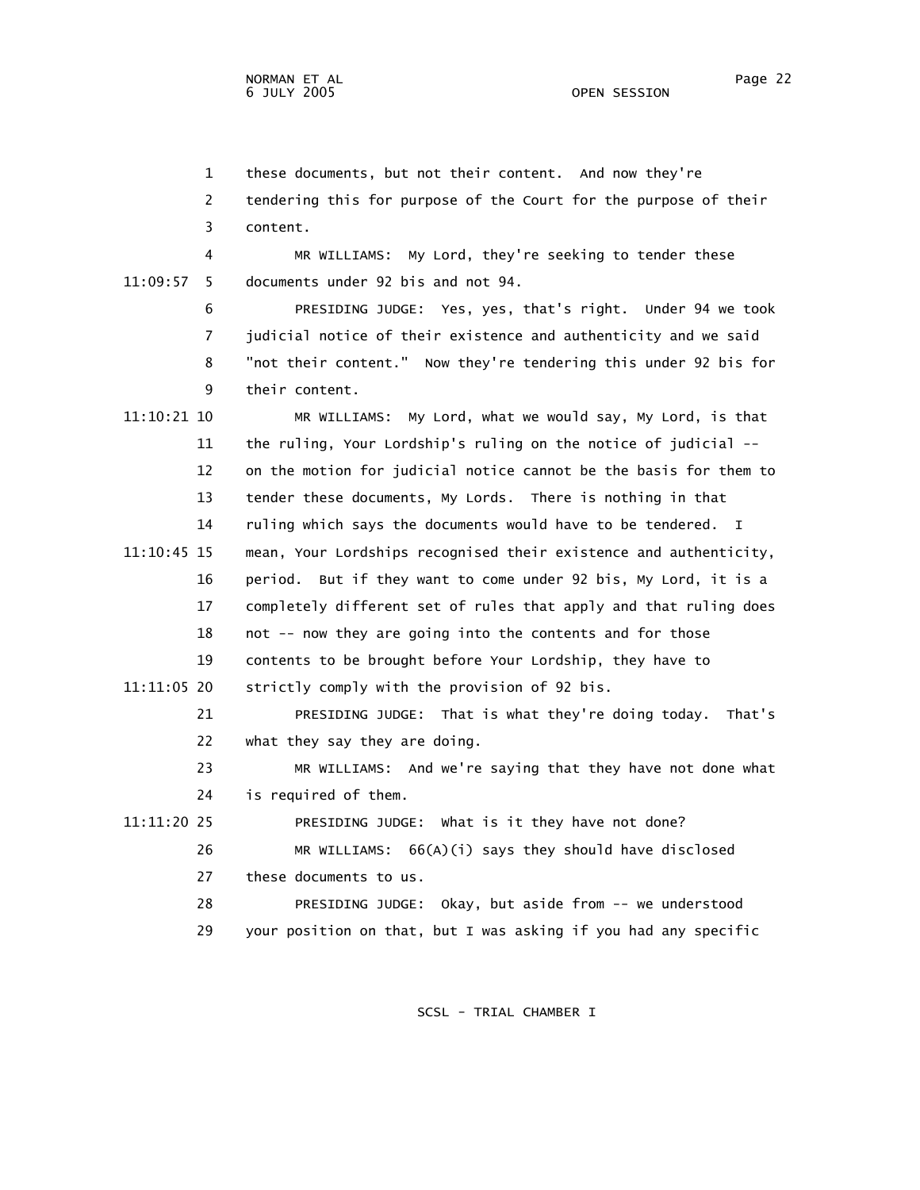these documents, but not their content. And now they're tendering this for purpose of the Court for the purpose of their content.

MR WILLIAMS: My Lord, they're seeking to tender these documents under 92 bis and not 94.

PRESIDING JUDGE: Yes, yes, that's right. Under 94 we took judicial notice of their existence and authenticity and we said "not their content." Now they're tendering this under 92 bis for their content.

MR WILLIAMS: My Lord, what we would say, My Lord, is that the ruling, Your Lordship's ruling on the notice of judicial -- on the motion for judicial notice cannot be the basis for them to tender these documents, My Lords. There is nothing in that ruling which says the documents would have to be tendered. I mean, Your Lordships recognised their existence and authenticity, period. But if they want to come under 92 bis, My Lord, it is a completely different set of rules that apply and that ruling does not -- now they are going into the contents and for those contents to be brought before Your Lordship, they have to strictly comply with the provision of 92 bis.

PRESIDING JUDGE: That is what they're doing today. That's what they say they are doing.

MR WILLIAMS: And we're saying that they have not done what is required of them.

PRESIDING JUDGE: What is it they have not done?

MR WILLIAMS: 66(A)(i) says they should have disclosed these documents to us.

PRESIDING JUDGE: Okay, but aside from -- we understood your position on that, but I was asking if you had any specific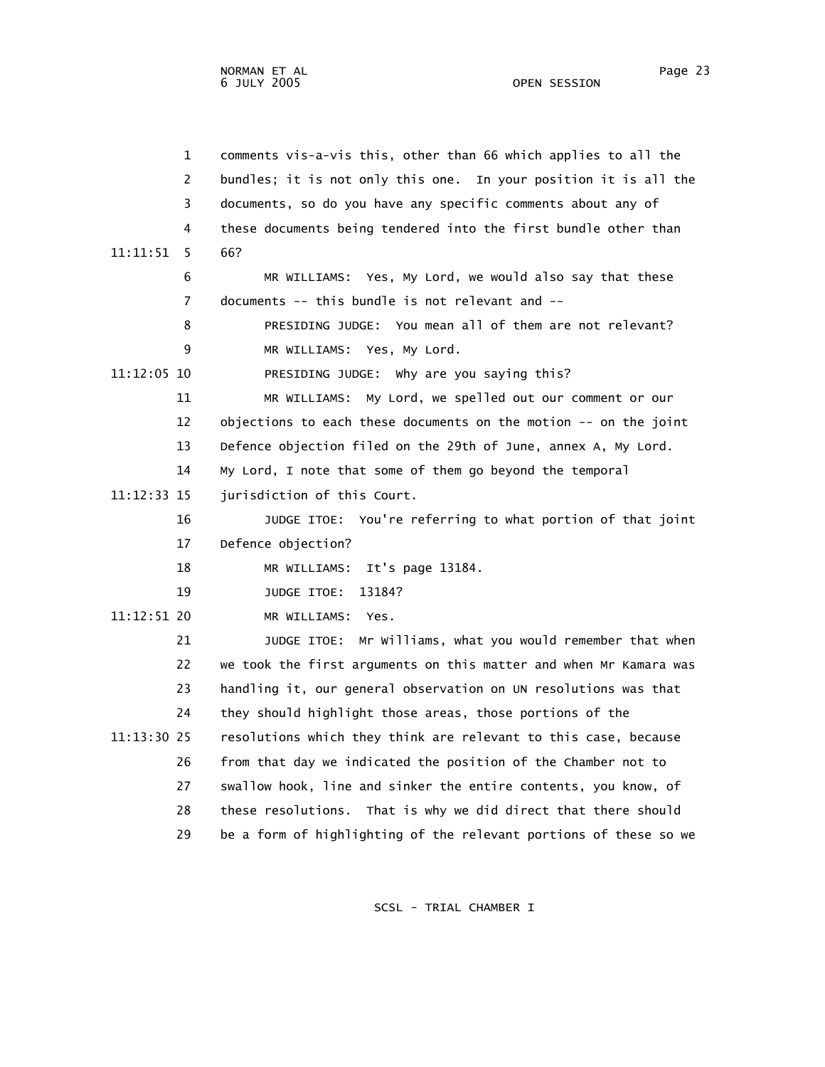comments vis-a-vis this, other than 66 which applies to all the bundles; it is not only this one. In your position it is all the documents, so do you have any specific comments about any of these documents being tendered into the first bundle other than 66?

MR WILLIAMS: Yes, My Lord, we would also say that these documents -- this bundle is not relevant and --

PRESIDING JUDGE: You mean all of them are not relevant?

MR WILLIAMS: Yes, My Lord.

PRESIDING JUDGE: Why are you saying this?

MR WILLIAMS: My Lord, we spelled out our comment or our objections to each these documents on the motion -- on the joint Defence objection filed on the 29th of June, annex A, My Lord. My Lord, I note that some of them go beyond the temporal jurisdiction of this Court.

JUDGE ITOE: You're referring to what portion of that joint Defence objection?

MR WILLIAMS: It's page 13184.

JUDGE ITOE: 13184?

MR WILLIAMS: Yes.

JUDGE ITOE: Mr Williams, what you would remember that when we took the first arguments on this matter and when Mr Kamara was handling it, our general observation on UN resolutions was that they should highlight those areas, those portions of the resolutions which they think are relevant to this case, because from that day we indicated the position of the Chamber not to swallow hook, line and sinker the entire contents, you know, of these resolutions. That is why we did direct that there should be a form of highlighting of the relevant portions of these so we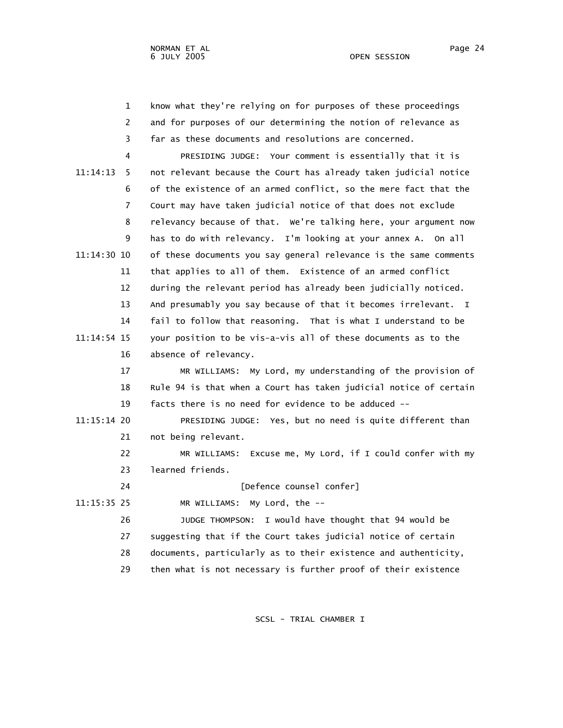1 know what they're relying on for purposes of these proceedings
2 and for purposes of our determining the notion of relevance as
3 far as these documents and resolutions are concerned.

4 PRESIDING JUDGE: Your comment is essentially that it is
11:14:13 5 not relevant because the Court has already taken judicial notice
6 of the existence of an armed conflict, so the mere fact that the
7 Court may have taken judicial notice of that does not exclude
8 relevancy because of that. We're talking here, your argument now
9 has to do with relevancy. I'm looking at your annex A. On all
11:14:30 10 of these documents you say general relevance is the same comments
11 that applies to all of them. Existence of an armed conflict
12 during the relevant period has already been judicially noticed.
13 And presumably you say because of that it becomes irrelevant. I
14 fail to follow that reasoning. That is what I understand to be
11:14:54 15 your position to be vis-a-vis all of these documents as to the
16 absence of relevancy.

17 MR WILLIAMS: My Lord, my understanding of the provision of
18 Rule 94 is that when a Court has taken judicial notice of certain
19 facts there is no need for evidence to be adduced --

11:15:14 20 PRESIDING JUDGE: Yes, but no need is quite different than
21 not being relevant.

22 MR WILLIAMS: Excuse me, My Lord, if I could confer with my
23 learned friends.

24 [Defence counsel confer]

11:15:35 25 MR WILLIAMS: My Lord, the --

26 JUDGE THOMPSON: I would have thought that 94 would be
27 suggesting that if the Court takes judicial notice of certain
28 documents, particularly as to their existence and authenticity,
29 then what is not necessary is further proof of their existence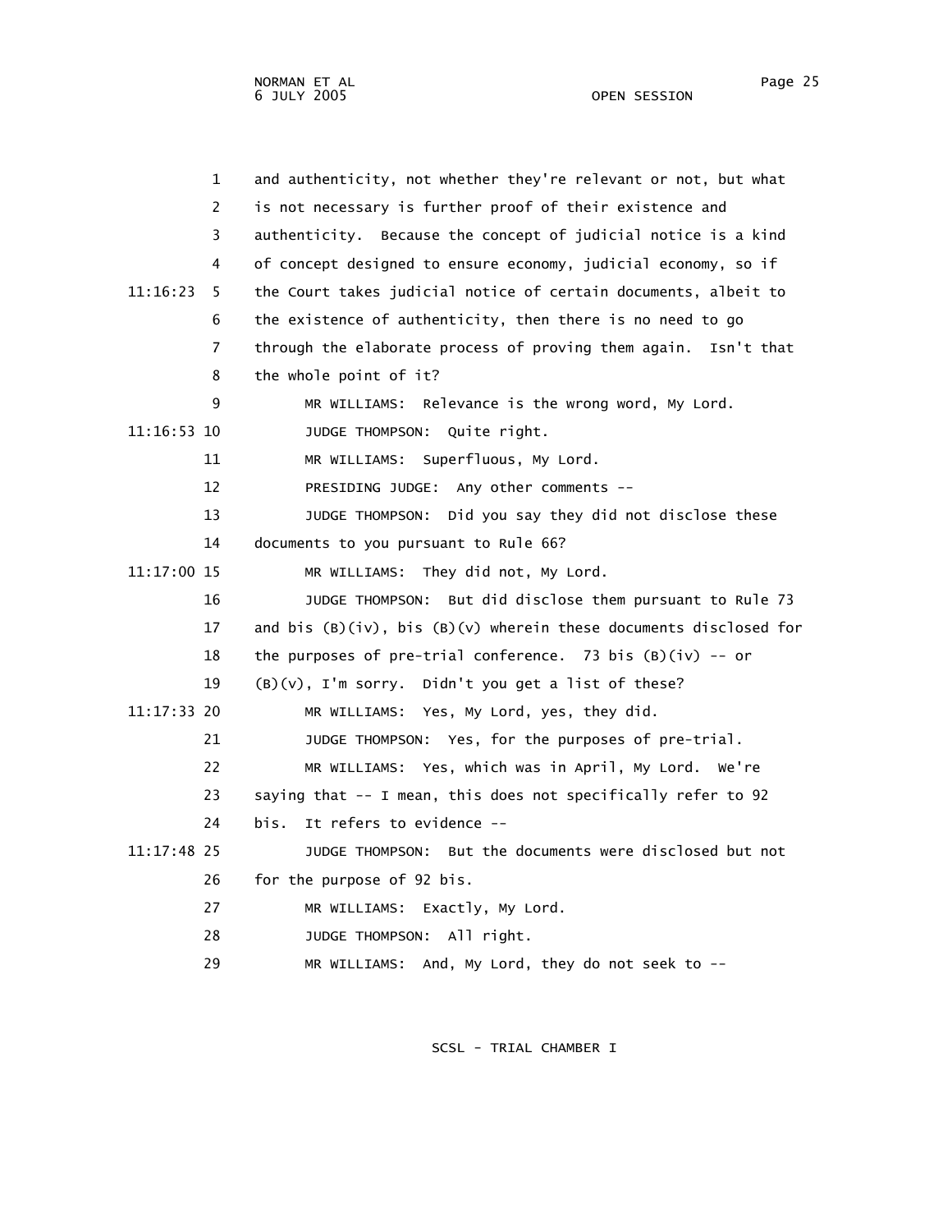1 and authenticity, not whether they're relevant or not, but what
2 is not necessary is further proof of their existence and
3 authenticity. Because the concept of judicial notice is a kind
4 of concept designed to ensure economy, judicial economy, so if
11:16:23 5 the Court takes judicial notice of certain documents, albeit to
6 the existence of authenticity, then there is no need to go
7 through the elaborate process of proving them again. Isn't that
8 the whole point of it?
9 MR WILLIAMS: Relevance is the wrong word, My Lord.
11:16:53 10 JUDGE THOMPSON: Quite right.
11 MR WILLIAMS: Superfluous, My Lord.
12 PRESIDING JUDGE: Any other comments --
13 JUDGE THOMPSON: Did you say they did not disclose these
14 documents to you pursuant to Rule 66?
11:17:00 15 MR WILLIAMS: They did not, My Lord.
16 JUDGE THOMPSON: But did disclose them pursuant to Rule 73
17 and bis (B)(iv), bis (B)(v) wherein these documents disclosed for
18 the purposes of pre-trial conference. 73 bis (B)(iv) -- or
19 (B)(v), I'm sorry. Didn't you get a list of these?
11:17:33 20 MR WILLIAMS: Yes, My Lord, yes, they did.
21 JUDGE THOMPSON: Yes, for the purposes of pre-trial.
22 MR WILLIAMS: Yes, which was in April, My Lord. We're
23 saying that -- I mean, this does not specifically refer to 92
24 bis. It refers to evidence --
11:17:48 25 JUDGE THOMPSON: But the documents were disclosed but not
26 for the purpose of 92 bis.
27 MR WILLIAMS: Exactly, My Lord.
28 JUDGE THOMPSON: All right.
29 MR WILLIAMS: And, My Lord, they do not seek to --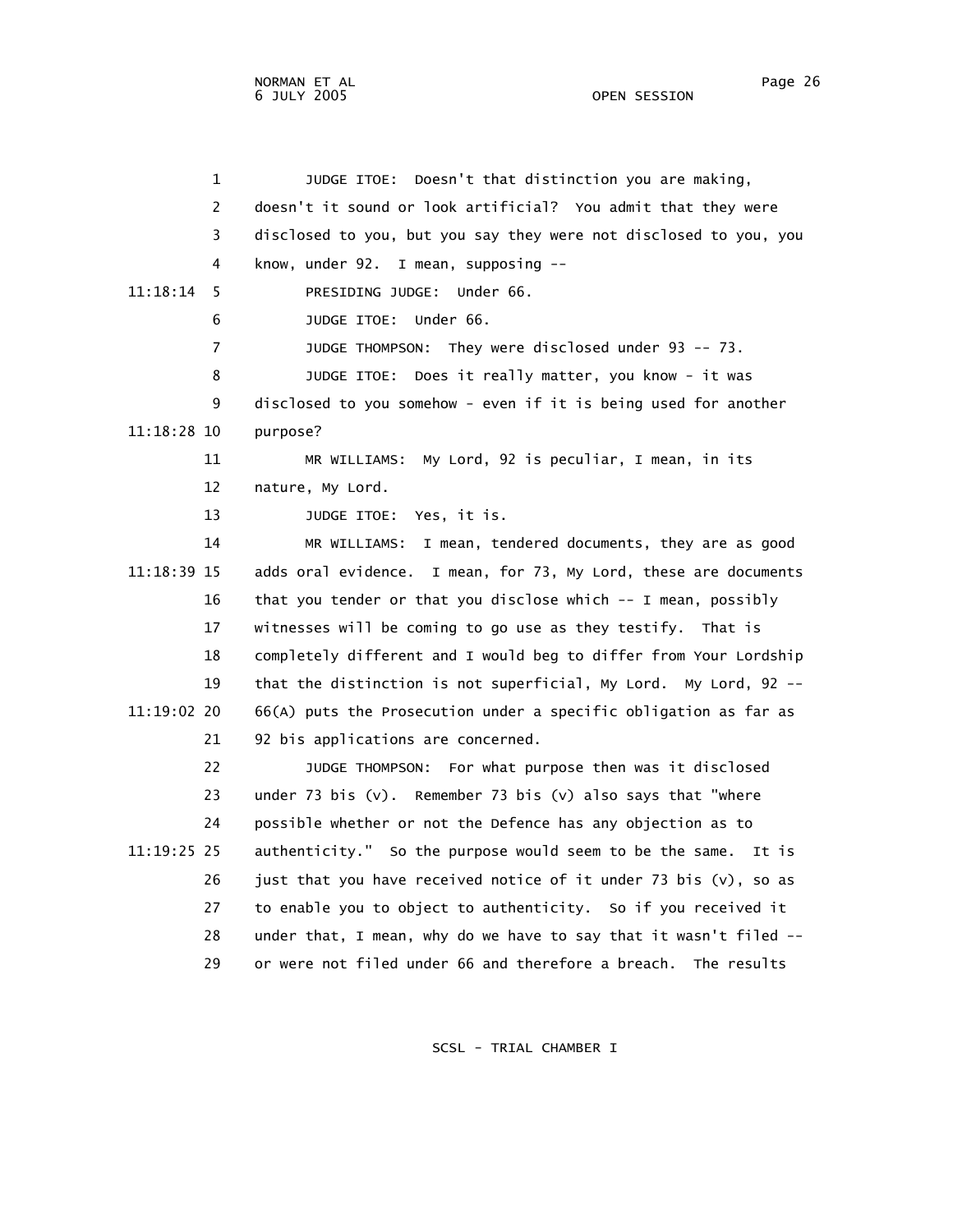JUDGE ITOE: Doesn't that distinction you are making, doesn't it sound or look artificial? You admit that they were disclosed to you, but you say they were not disclosed to you, you know, under 92. I mean, supposing --

PRESIDING JUDGE: Under 66.

JUDGE ITOE: Under 66.

JUDGE THOMPSON: They were disclosed under 93 -- 73.

JUDGE ITOE: Does it really matter, you know - it was disclosed to you somehow - even if it is being used for another purpose?

MR WILLIAMS: My Lord, 92 is peculiar, I mean, in its nature, My Lord.

JUDGE ITOE: Yes, it is.

MR WILLIAMS: I mean, tendered documents, they are as good adds oral evidence. I mean, for 73, My Lord, these are documents that you tender or that you disclose which -- I mean, possibly witnesses will be coming to go use as they testify. That is completely different and I would beg to differ from Your Lordship that the distinction is not superficial, My Lord. My Lord, 92 -- 66(A) puts the Prosecution under a specific obligation as far as 92 bis applications are concerned.

JUDGE THOMPSON: For what purpose then was it disclosed under 73 bis (v). Remember 73 bis (v) also says that "where possible whether or not the Defence has any objection as to authenticity." So the purpose would seem to be the same. It is just that you have received notice of it under 73 bis (v), so as to enable you to object to authenticity. So if you received it under that, I mean, why do we have to say that it wasn't filed -- or were not filed under 66 and therefore a breach. The results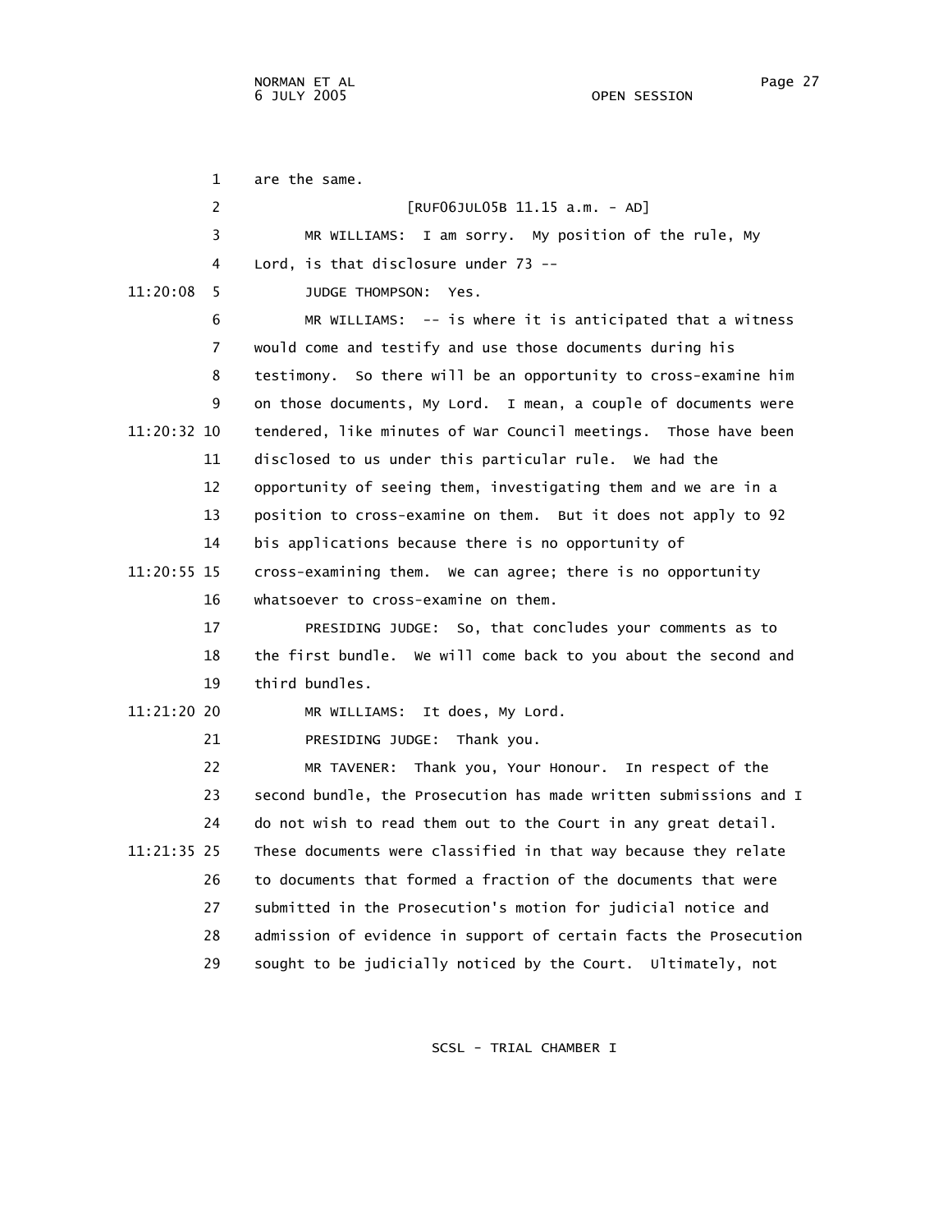are the same.

[RUF06JUL05B 11.15 a.m. - AD]

MR WILLIAMS: I am sorry. My position of the rule, My Lord, is that disclosure under 73 --

JUDGE THOMPSON: Yes.

MR WILLIAMS: -- is where it is anticipated that a witness would come and testify and use those documents during his testimony. So there will be an opportunity to cross-examine him on those documents, My Lord. I mean, a couple of documents were tendered, like minutes of War Council meetings. Those have been disclosed to us under this particular rule. We had the opportunity of seeing them, investigating them and we are in a position to cross-examine on them. But it does not apply to 92 bis applications because there is no opportunity of cross-examining them. We can agree; there is no opportunity whatsoever to cross-examine on them.

PRESIDING JUDGE: So, that concludes your comments as to the first bundle. We will come back to you about the second and third bundles.

MR WILLIAMS: It does, My Lord.

PRESIDING JUDGE: Thank you.

MR TAVENER: Thank you, Your Honour. In respect of the second bundle, the Prosecution has made written submissions and I do not wish to read them out to the Court in any great detail. These documents were classified in that way because they relate to documents that formed a fraction of the documents that were submitted in the Prosecution's motion for judicial notice and admission of evidence in support of certain facts the Prosecution sought to be judicially noticed by the Court. Ultimately, not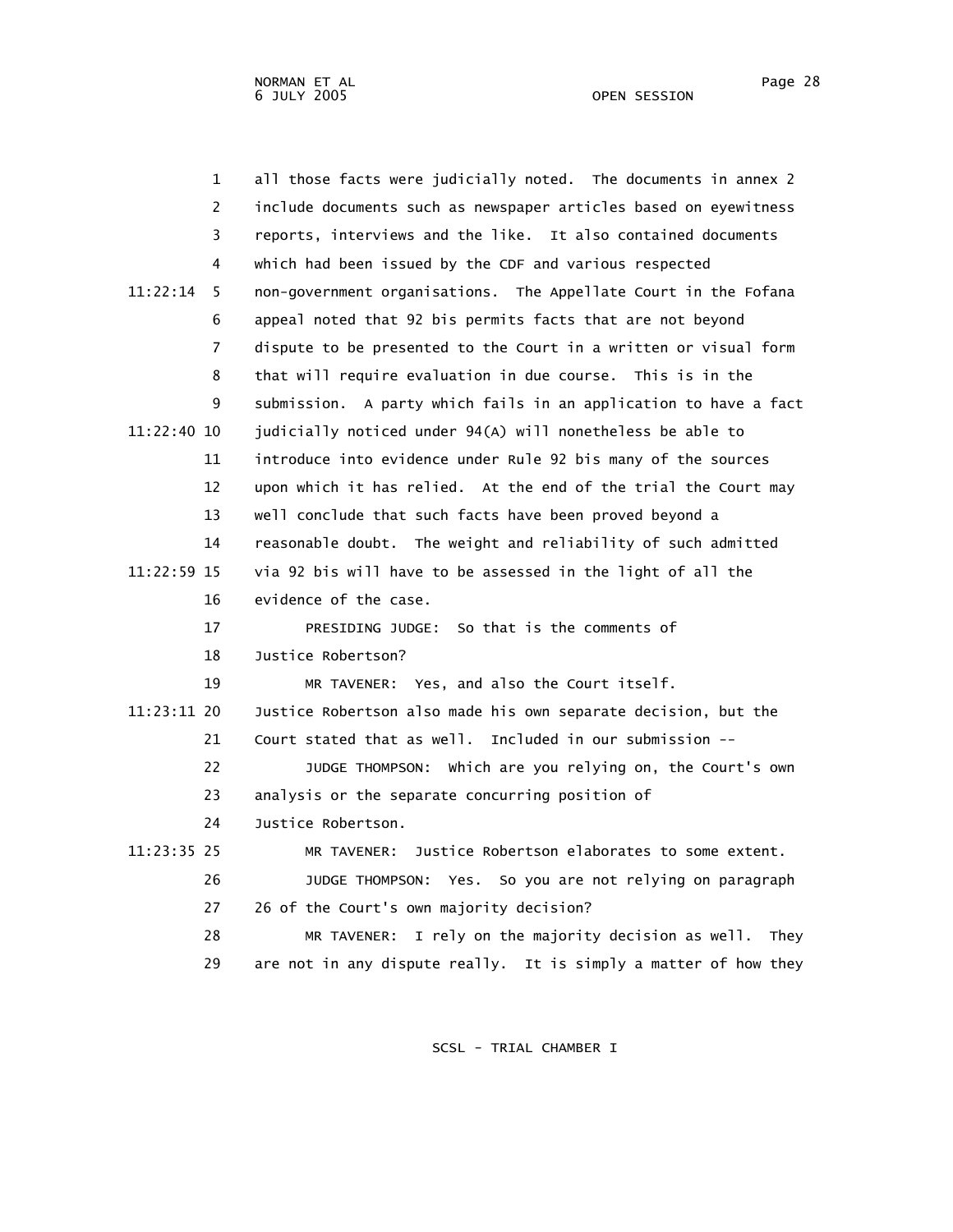all those facts were judicially noted. The documents in annex 2 include documents such as newspaper articles based on eyewitness reports, interviews and the like. It also contained documents which had been issued by the CDF and various respected non-government organisations. The Appellate Court in the Fofana appeal noted that 92 bis permits facts that are not beyond dispute to be presented to the Court in a written or visual form that will require evaluation in due course. This is in the submission. A party which fails in an application to have a fact judicially noticed under 94(A) will nonetheless be able to introduce into evidence under Rule 92 bis many of the sources upon which it has relied. At the end of the trial the Court may well conclude that such facts have been proved beyond a reasonable doubt. The weight and reliability of such admitted via 92 bis will have to be assessed in the light of all the evidence of the case.

PRESIDING JUDGE: So that is the comments of Justice Robertson?

MR TAVENER: Yes, and also the Court itself. Justice Robertson also made his own separate decision, but the Court stated that as well. Included in our submission --

JUDGE THOMPSON: Which are you relying on, the Court's own analysis or the separate concurring position of Justice Robertson.

MR TAVENER: Justice Robertson elaborates to some extent.

JUDGE THOMPSON: Yes. So you are not relying on paragraph 26 of the Court's own majority decision?

MR TAVENER: I rely on the majority decision as well. They are not in any dispute really. It is simply a matter of how they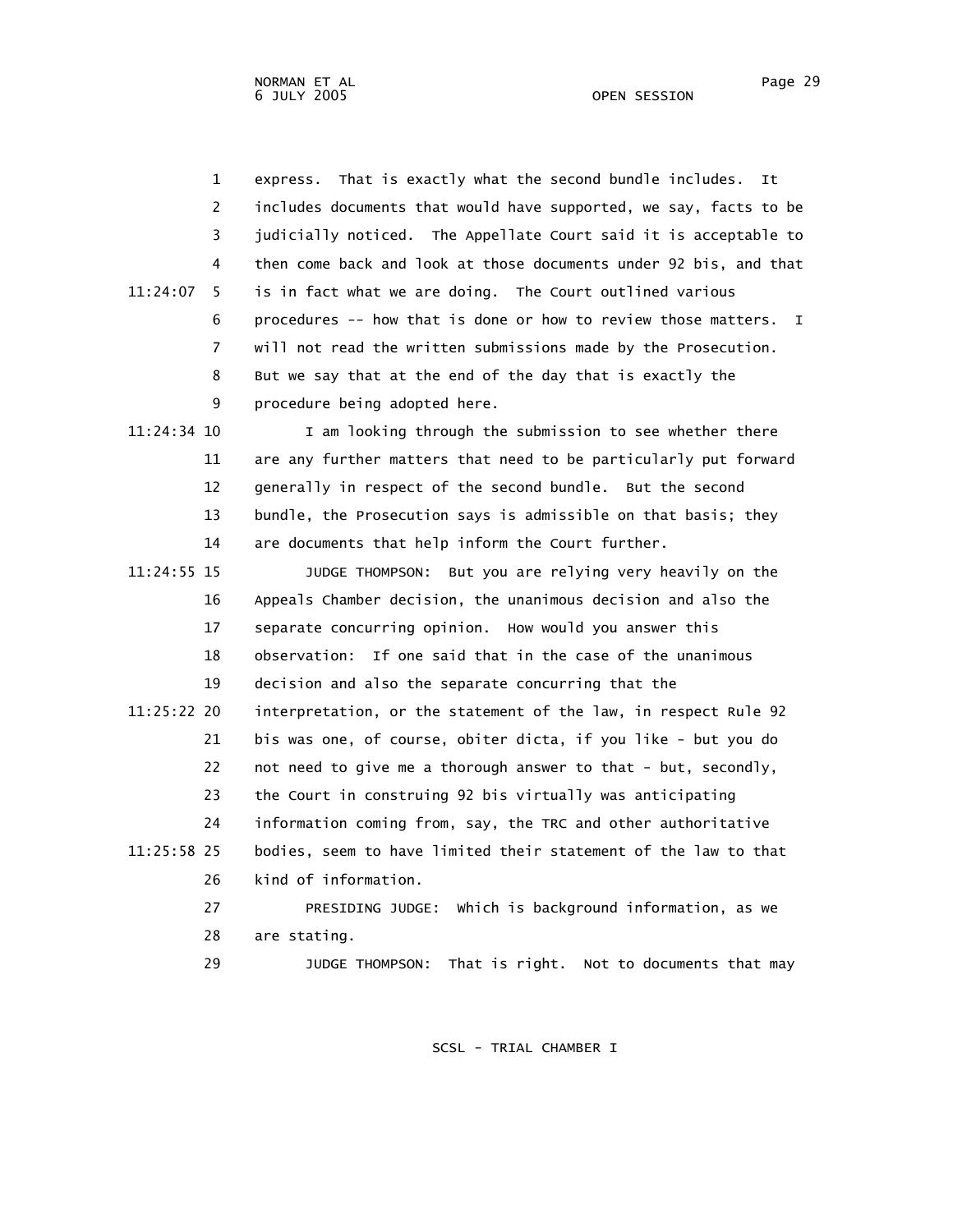express. That is exactly what the second bundle includes. It includes documents that would have supported, we say, facts to be judicially noticed. The Appellate Court said it is acceptable to then come back and look at those documents under 92 bis, and that is in fact what we are doing. The Court outlined various procedures -- how that is done or how to review those matters. I will not read the written submissions made by the Prosecution. But we say that at the end of the day that is exactly the procedure being adopted here.

I am looking through the submission to see whether there are any further matters that need to be particularly put forward generally in respect of the second bundle. But the second bundle, the Prosecution says is admissible on that basis; they are documents that help inform the Court further.

JUDGE THOMPSON: But you are relying very heavily on the Appeals Chamber decision, the unanimous decision and also the separate concurring opinion. How would you answer this observation: If one said that in the case of the unanimous decision and also the separate concurring that the interpretation, or the statement of the law, in respect Rule 92 bis was one, of course, obiter dicta, if you like - but you do not need to give me a thorough answer to that - but, secondly, the Court in construing 92 bis virtually was anticipating information coming from, say, the TRC and other authoritative bodies, seem to have limited their statement of the law to that kind of information.

PRESIDING JUDGE: Which is background information, as we are stating.

JUDGE THOMPSON: That is right. Not to documents that may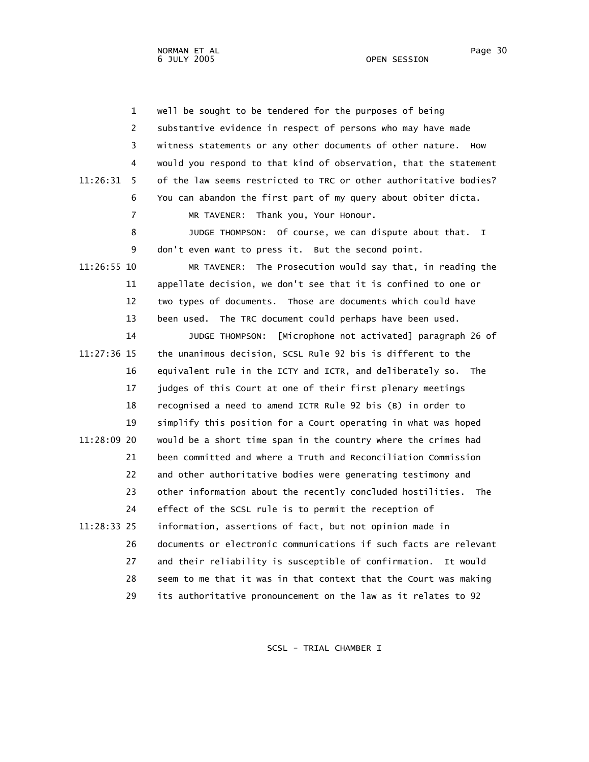well be sought to be tendered for the purposes of being substantive evidence in respect of persons who may have made witness statements or any other documents of other nature. How would you respond to that kind of observation, that the statement of the law seems restricted to TRC or other authoritative bodies? You can abandon the first part of my query about obiter dicta.

MR TAVENER: Thank you, Your Honour.

JUDGE THOMPSON: Of course, we can dispute about that. I don't even want to press it. But the second point.

MR TAVENER: The Prosecution would say that, in reading the appellate decision, we don't see that it is confined to one or two types of documents. Those are documents which could have been used. The TRC document could perhaps have been used.

JUDGE THOMPSON: [Microphone not activated] paragraph 26 of the unanimous decision, SCSL Rule 92 bis is different to the equivalent rule in the ICTY and ICTR, and deliberately so. The judges of this Court at one of their first plenary meetings recognised a need to amend ICTR Rule 92 bis (B) in order to simplify this position for a Court operating in what was hoped would be a short time span in the country where the crimes had been committed and where a Truth and Reconciliation Commission and other authoritative bodies were generating testimony and other information about the recently concluded hostilities. The effect of the SCSL rule is to permit the reception of information, assertions of fact, but not opinion made in documents or electronic communications if such facts are relevant and their reliability is susceptible of confirmation. It would seem to me that it was in that context that the Court was making its authoritative pronouncement on the law as it relates to 92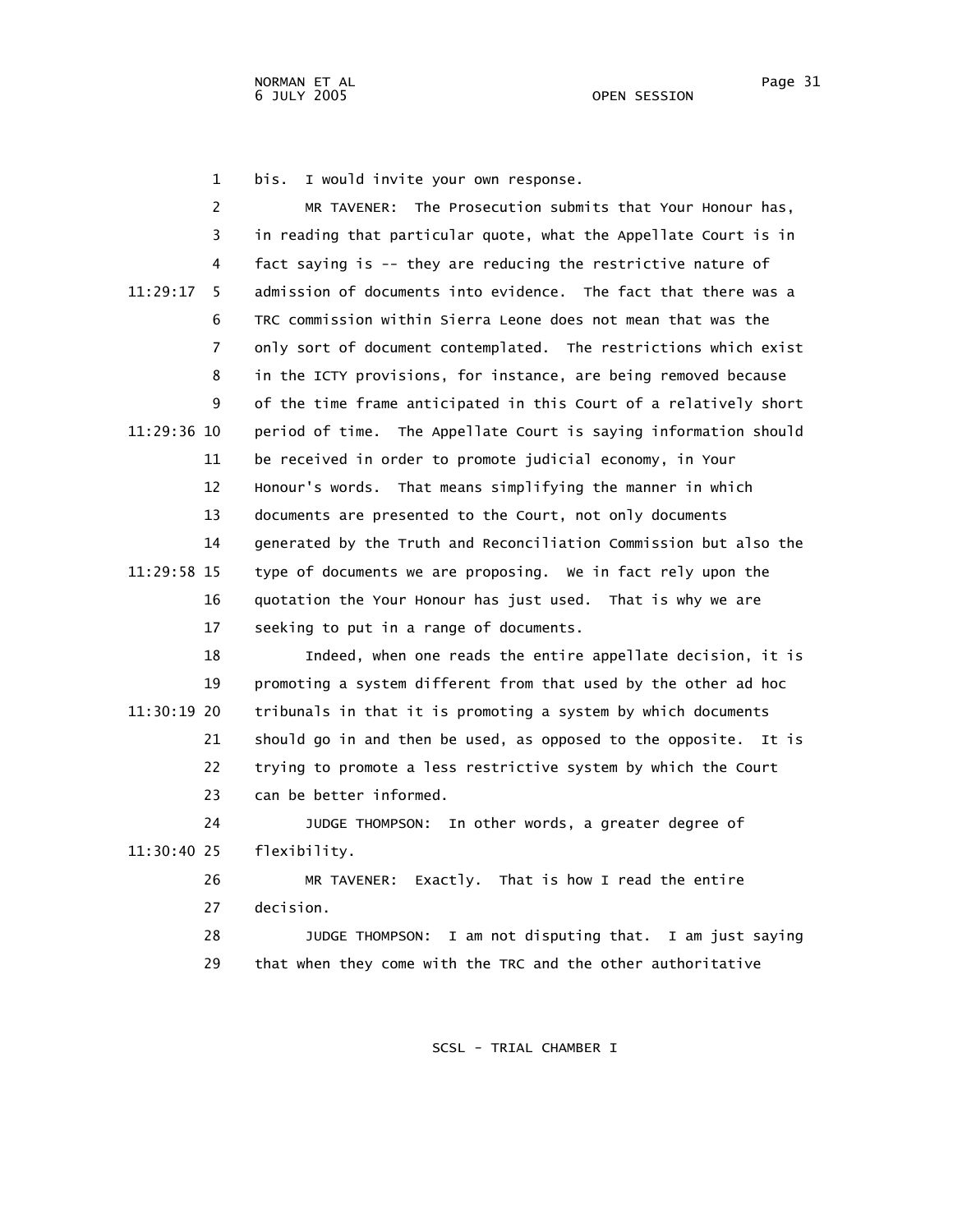bis. I would invite your own response.

MR TAVENER: The Prosecution submits that Your Honour has, in reading that particular quote, what the Appellate Court is in fact saying is -- they are reducing the restrictive nature of admission of documents into evidence. The fact that there was a TRC commission within Sierra Leone does not mean that was the only sort of document contemplated. The restrictions which exist in the ICTY provisions, for instance, are being removed because of the time frame anticipated in this Court of a relatively short period of time. The Appellate Court is saying information should be received in order to promote judicial economy, in Your Honour's words. That means simplifying the manner in which documents are presented to the Court, not only documents generated by the Truth and Reconciliation Commission but also the type of documents we are proposing. We in fact rely upon the quotation the Your Honour has just used. That is why we are seeking to put in a range of documents.

Indeed, when one reads the entire appellate decision, it is promoting a system different from that used by the other ad hoc tribunals in that it is promoting a system by which documents should go in and then be used, as opposed to the opposite. It is trying to promote a less restrictive system by which the Court can be better informed.

JUDGE THOMPSON: In other words, a greater degree of flexibility.

MR TAVENER: Exactly. That is how I read the entire decision.

JUDGE THOMPSON: I am not disputing that. I am just saying that when they come with the TRC and the other authoritative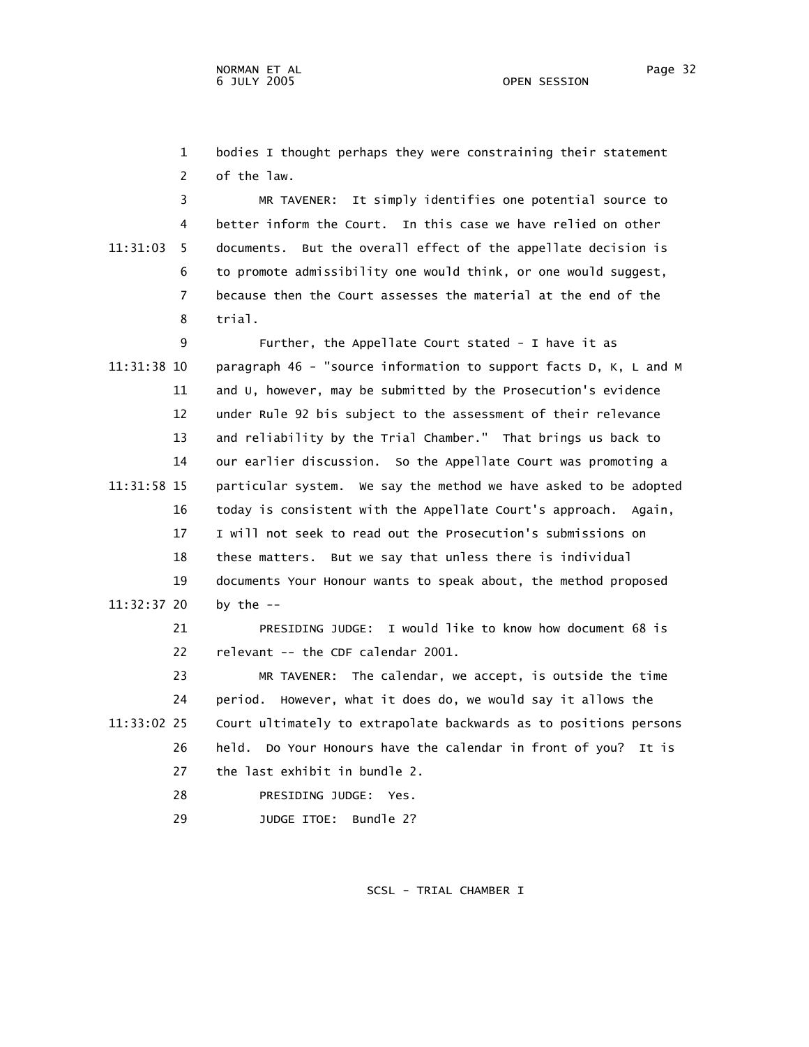bodies I thought perhaps they were constraining their statement of the law.

MR TAVENER: It simply identifies one potential source to better inform the Court. In this case we have relied on other documents. But the overall effect of the appellate decision is to promote admissibility one would think, or one would suggest, because then the Court assesses the material at the end of the trial.

Further, the Appellate Court stated - I have it as paragraph 46 - "source information to support facts D, K, L and M and U, however, may be submitted by the Prosecution's evidence under Rule 92 bis subject to the assessment of their relevance and reliability by the Trial Chamber." That brings us back to our earlier discussion. So the Appellate Court was promoting a particular system. We say the method we have asked to be adopted today is consistent with the Appellate Court's approach. Again, I will not seek to read out the Prosecution's submissions on these matters. But we say that unless there is individual documents Your Honour wants to speak about, the method proposed by the --

PRESIDING JUDGE: I would like to know how document 68 is relevant -- the CDF calendar 2001.

MR TAVENER: The calendar, we accept, is outside the time period. However, what it does do, we would say it allows the Court ultimately to extrapolate backwards as to positions persons held. Do Your Honours have the calendar in front of you? It is the last exhibit in bundle 2.

PRESIDING JUDGE: Yes.

JUDGE ITOE: Bundle 2?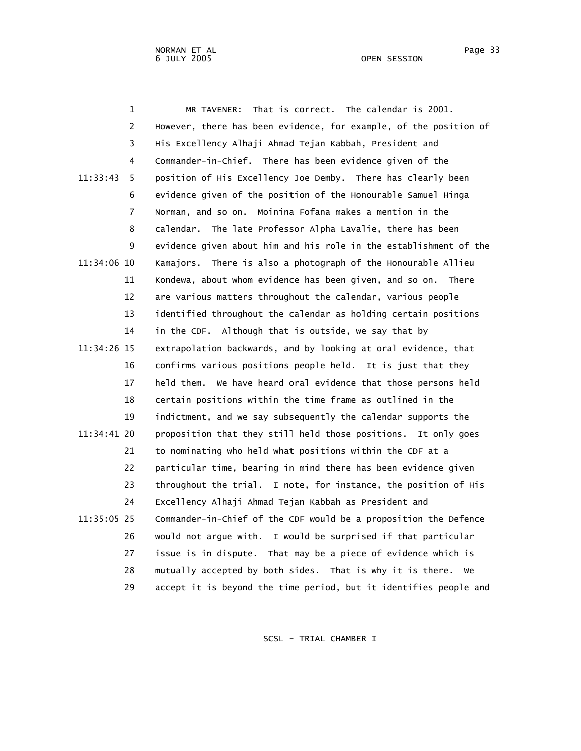MR TAVENER: That is correct. The calendar is 2001. However, there has been evidence, for example, of the position of His Excellency Alhaji Ahmad Tejan Kabbah, President and Commander-in-Chief. There has been evidence given of the position of His Excellency Joe Demby. There has clearly been evidence given of the position of the Honourable Samuel Hinga Norman, and so on. Moinina Fofana makes a mention in the calendar. The late Professor Alpha Lavalie, there has been evidence given about him and his role in the establishment of the Kamajors. There is also a photograph of the Honourable Allieu Kondewa, about whom evidence has been given, and so on. There are various matters throughout the calendar, various people identified throughout the calendar as holding certain positions in the CDF. Although that is outside, we say that by extrapolation backwards, and by looking at oral evidence, that confirms various positions people held. It is just that they held them. We have heard oral evidence that those persons held certain positions within the time frame as outlined in the indictment, and we say subsequently the calendar supports the proposition that they still held those positions. It only goes to nominating who held what positions within the CDF at a particular time, bearing in mind there has been evidence given throughout the trial. I note, for instance, the position of His Excellency Alhaji Ahmad Tejan Kabbah as President and Commander-in-Chief of the CDF would be a proposition the Defence would not argue with. I would be surprised if that particular issue is in dispute. That may be a piece of evidence which is mutually accepted by both sides. That is why it is there. We accept it is beyond the time period, but it identifies people and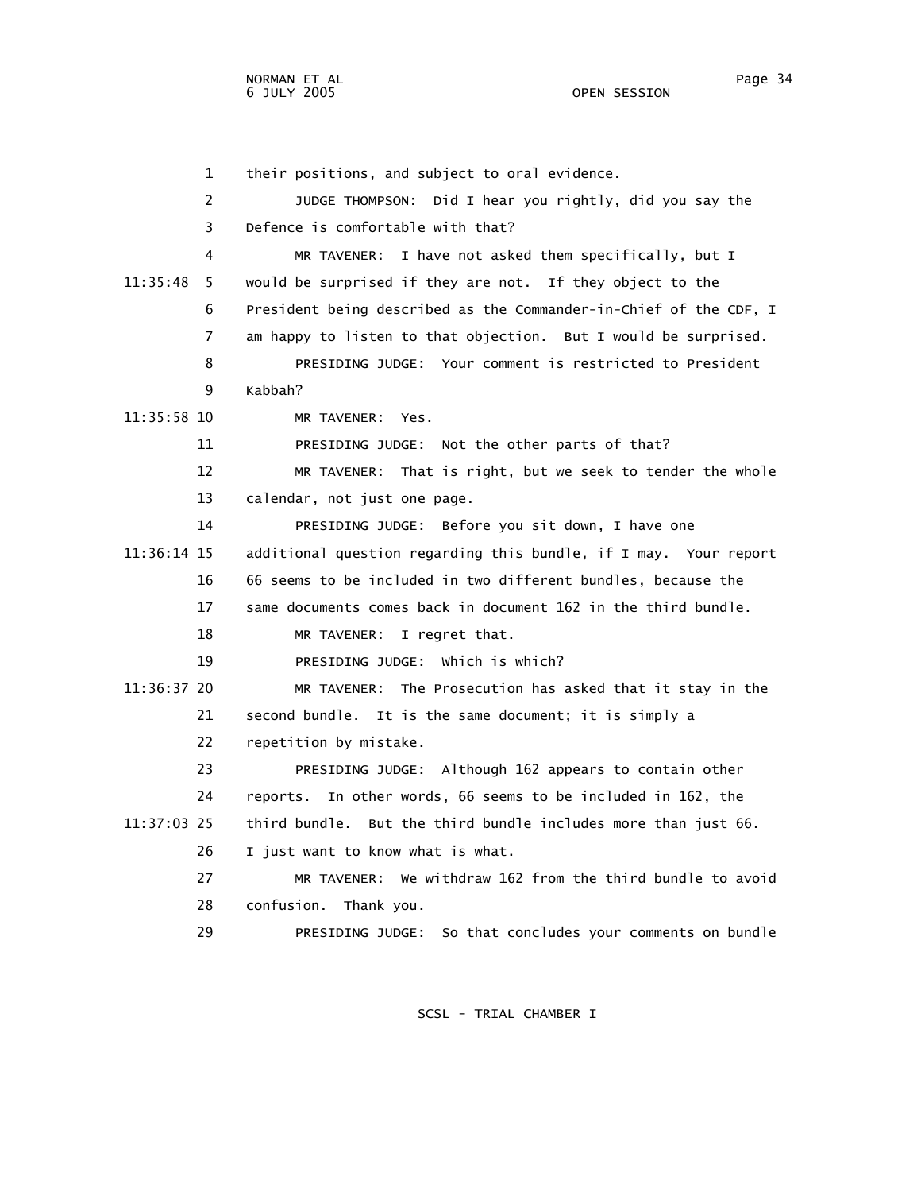their positions, and subject to oral evidence.

JUDGE THOMPSON: Did I hear you rightly, did you say the Defence is comfortable with that?

MR TAVENER: I have not asked them specifically, but I would be surprised if they are not. If they object to the President being described as the Commander-in-Chief of the CDF, I am happy to listen to that objection. But I would be surprised.

PRESIDING JUDGE: Your comment is restricted to President Kabbah?

MR TAVENER: Yes.

PRESIDING JUDGE: Not the other parts of that?

MR TAVENER: That is right, but we seek to tender the whole calendar, not just one page.

PRESIDING JUDGE: Before you sit down, I have one additional question regarding this bundle, if I may. Your report 66 seems to be included in two different bundles, because the same documents comes back in document 162 in the third bundle.

MR TAVENER: I regret that.

PRESIDING JUDGE: Which is which?

MR TAVENER: The Prosecution has asked that it stay in the second bundle. It is the same document; it is simply a repetition by mistake.

PRESIDING JUDGE: Although 162 appears to contain other reports. In other words, 66 seems to be included in 162, the third bundle. But the third bundle includes more than just 66. I just want to know what is what.

MR TAVENER: We withdraw 162 from the third bundle to avoid confusion. Thank you.

PRESIDING JUDGE: So that concludes your comments on bundle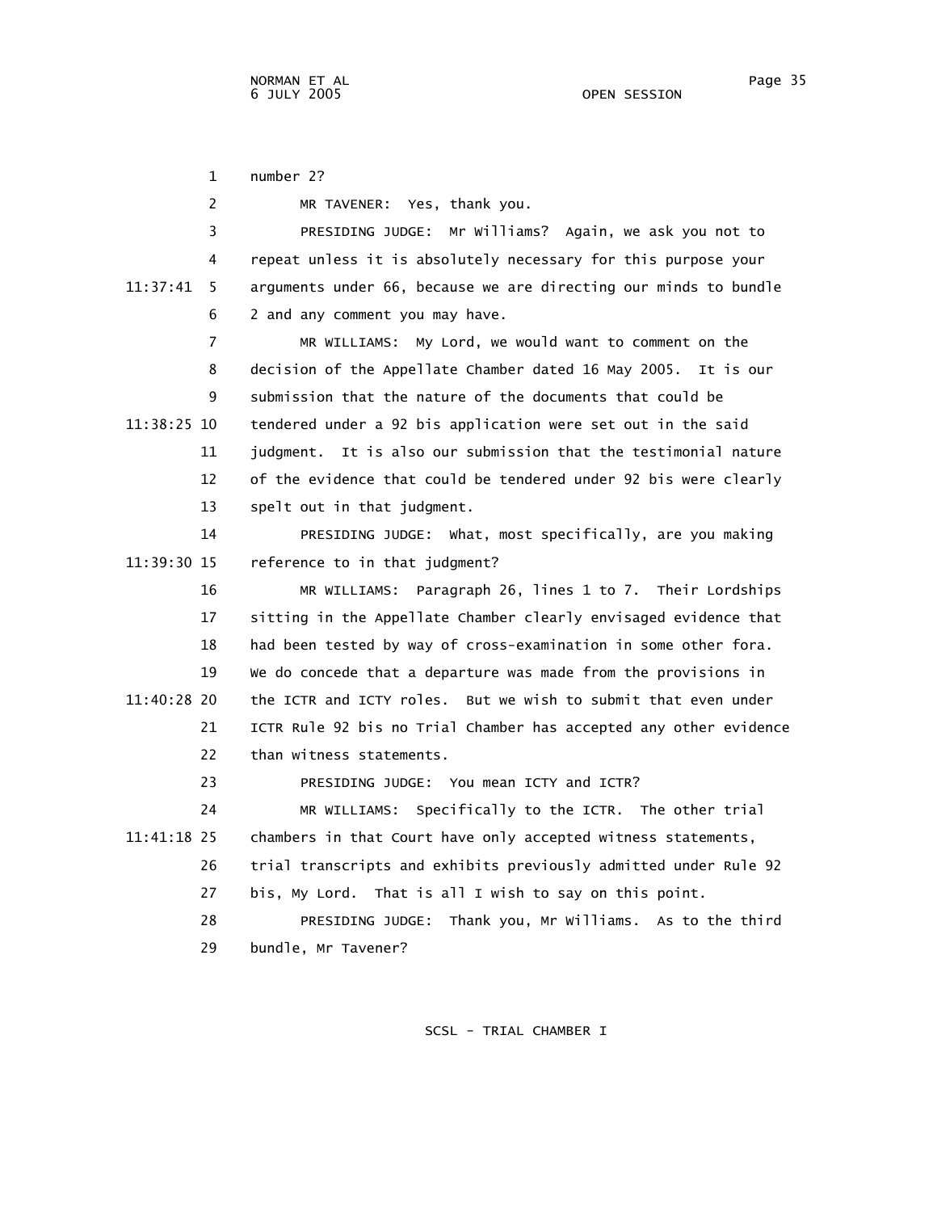number 2?

MR TAVENER: Yes, thank you.

PRESIDING JUDGE: Mr Williams? Again, we ask you not to repeat unless it is absolutely necessary for this purpose your arguments under 66, because we are directing our minds to bundle 2 and any comment you may have.

MR WILLIAMS: My Lord, we would want to comment on the decision of the Appellate Chamber dated 16 May 2005. It is our submission that the nature of the documents that could be tendered under a 92 bis application were set out in the said judgment. It is also our submission that the testimonial nature of the evidence that could be tendered under 92 bis were clearly spelt out in that judgment.

PRESIDING JUDGE: What, most specifically, are you making reference to in that judgment?

MR WILLIAMS: Paragraph 26, lines 1 to 7. Their Lordships sitting in the Appellate Chamber clearly envisaged evidence that had been tested by way of cross-examination in some other fora. We do concede that a departure was made from the provisions in the ICTR and ICTY roles. But we wish to submit that even under ICTR Rule 92 bis no Trial Chamber has accepted any other evidence than witness statements.

PRESIDING JUDGE: You mean ICTY and ICTR?

MR WILLIAMS: Specifically to the ICTR. The other trial chambers in that Court have only accepted witness statements, trial transcripts and exhibits previously admitted under Rule 92 bis, My Lord. That is all I wish to say on this point.

PRESIDING JUDGE: Thank you, Mr Williams. As to the third bundle, Mr Tavener?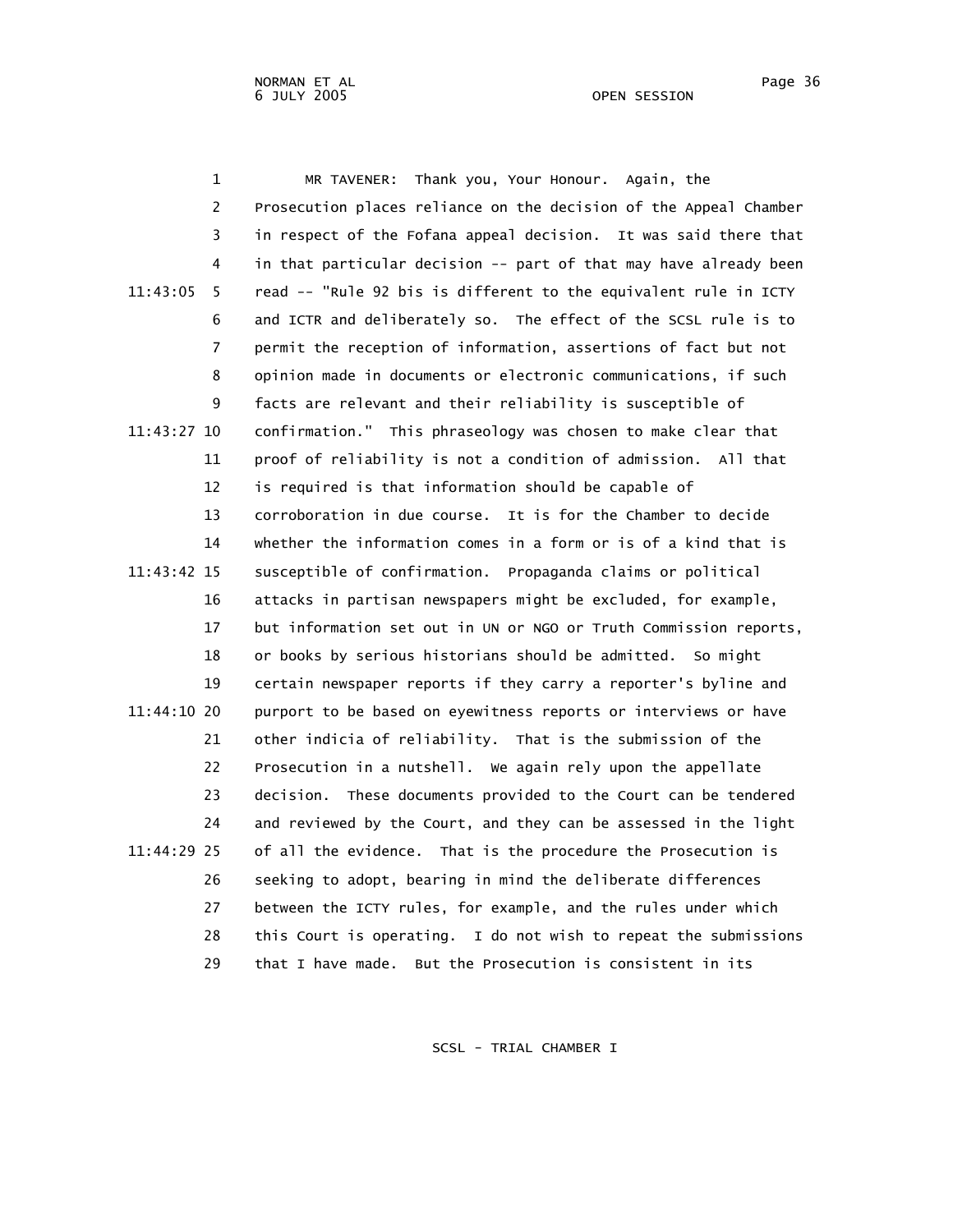MR TAVENER: Thank you, Your Honour. Again, the Prosecution places reliance on the decision of the Appeal Chamber in respect of the Fofana appeal decision. It was said there that in that particular decision -- part of that may have already been read -- "Rule 92 bis is different to the equivalent rule in ICTY and ICTR and deliberately so. The effect of the SCSL rule is to permit the reception of information, assertions of fact but not opinion made in documents or electronic communications, if such facts are relevant and their reliability is susceptible of confirmation." This phraseology was chosen to make clear that proof of reliability is not a condition of admission. All that is required is that information should be capable of corroboration in due course. It is for the Chamber to decide whether the information comes in a form or is of a kind that is susceptible of confirmation. Propaganda claims or political attacks in partisan newspapers might be excluded, for example, but information set out in UN or NGO or Truth Commission reports, or books by serious historians should be admitted. So might certain newspaper reports if they carry a reporter's byline and purport to be based on eyewitness reports or interviews or have other indicia of reliability. That is the submission of the Prosecution in a nutshell. We again rely upon the appellate decision. These documents provided to the Court can be tendered and reviewed by the Court, and they can be assessed in the light of all the evidence. That is the procedure the Prosecution is seeking to adopt, bearing in mind the deliberate differences between the ICTY rules, for example, and the rules under which this Court is operating. I do not wish to repeat the submissions that I have made. But the Prosecution is consistent in its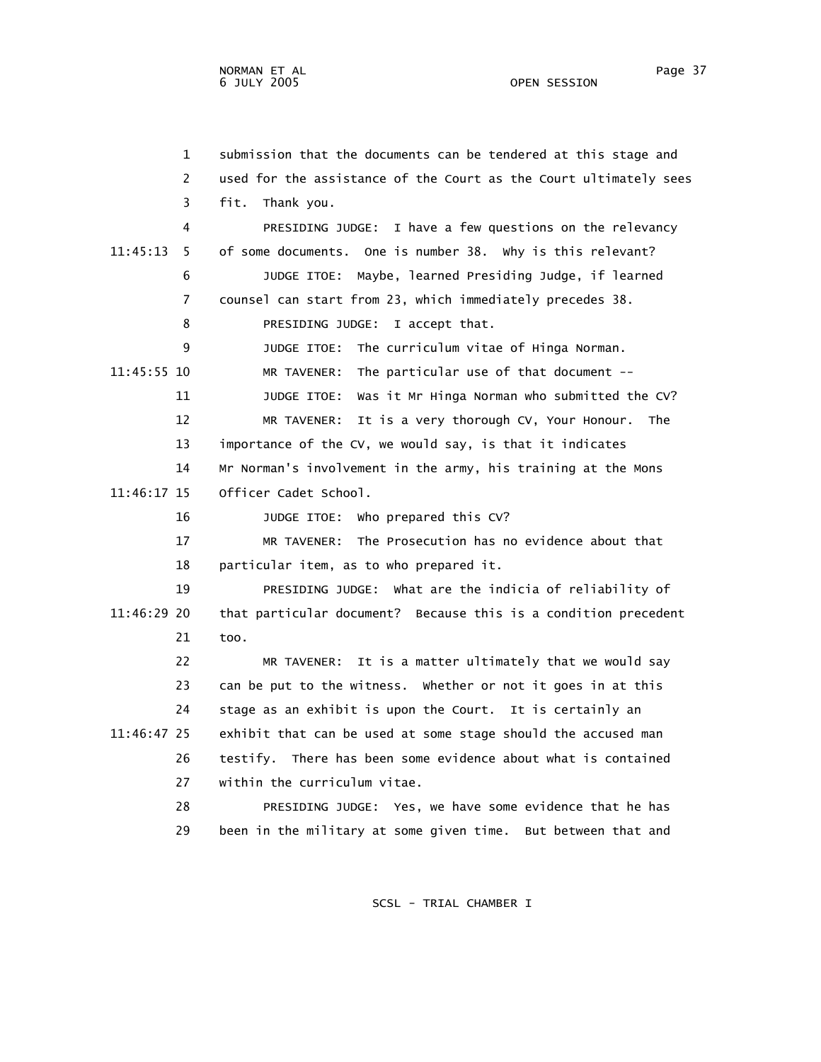submission that the documents can be tendered at this stage and used for the assistance of the Court as the Court ultimately sees fit. Thank you.

PRESIDING JUDGE: I have a few questions on the relevancy of some documents. One is number 38. Why is this relevant?

JUDGE ITOE: Maybe, learned Presiding Judge, if learned counsel can start from 23, which immediately precedes 38.

PRESIDING JUDGE: I accept that.

JUDGE ITOE: The curriculum vitae of Hinga Norman.

MR TAVENER: The particular use of that document --

JUDGE ITOE: Was it Mr Hinga Norman who submitted the CV?

MR TAVENER: It is a very thorough CV, Your Honour. The importance of the CV, we would say, is that it indicates Mr Norman's involvement in the army, his training at the Mons Officer Cadet School.

JUDGE ITOE: Who prepared this CV?

MR TAVENER: The Prosecution has no evidence about that particular item, as to who prepared it.

PRESIDING JUDGE: What are the indicia of reliability of that particular document? Because this is a condition precedent too.

MR TAVENER: It is a matter ultimately that we would say can be put to the witness. Whether or not it goes in at this stage as an exhibit is upon the Court. It is certainly an exhibit that can be used at some stage should the accused man testify. There has been some evidence about what is contained within the curriculum vitae.

PRESIDING JUDGE: Yes, we have some evidence that he has been in the military at some given time. But between that and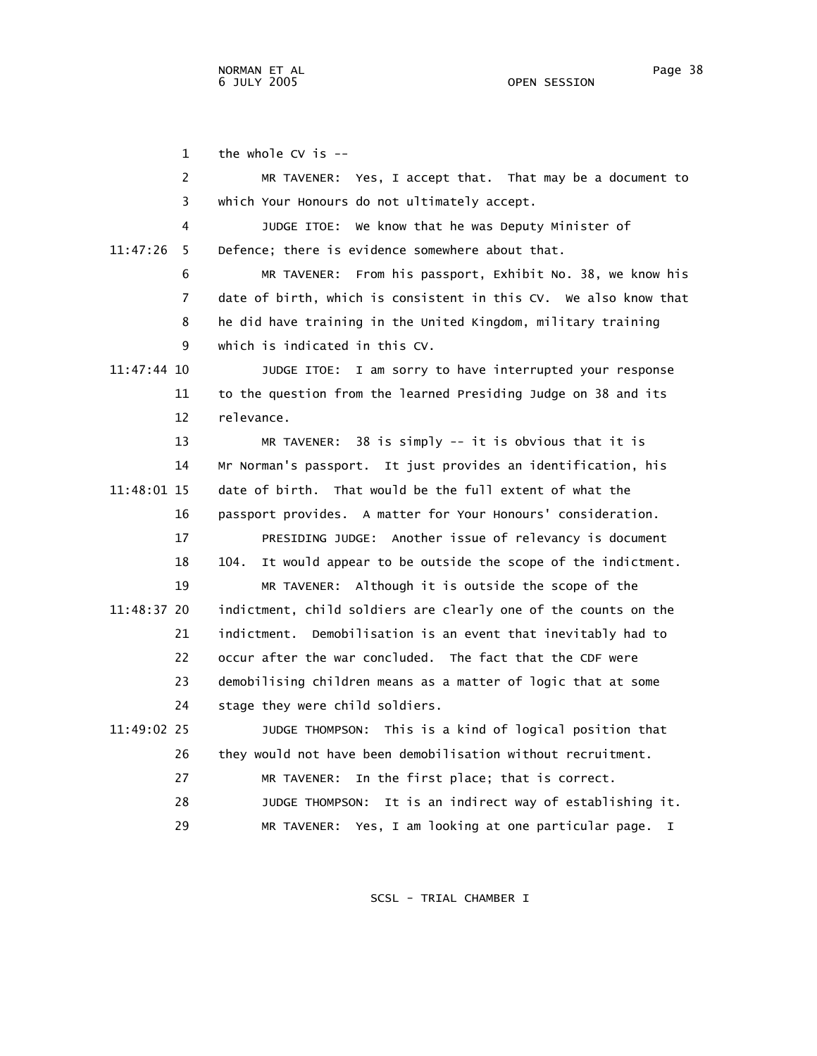the whole CV is --

MR TAVENER: Yes, I accept that. That may be a document to which Your Honours do not ultimately accept.

JUDGE ITOE: We know that he was Deputy Minister of Defence; there is evidence somewhere about that.

MR TAVENER: From his passport, Exhibit No. 38, we know his date of birth, which is consistent in this CV. We also know that he did have training in the United Kingdom, military training which is indicated in this CV.

JUDGE ITOE: I am sorry to have interrupted your response to the question from the learned Presiding Judge on 38 and its relevance.

MR TAVENER: 38 is simply -- it is obvious that it is Mr Norman's passport. It just provides an identification, his date of birth. That would be the full extent of what the passport provides. A matter for Your Honours' consideration.

PRESIDING JUDGE: Another issue of relevancy is document 104. It would appear to be outside the scope of the indictment.

MR TAVENER: Although it is outside the scope of the indictment, child soldiers are clearly one of the counts on the indictment. Demobilisation is an event that inevitably had to occur after the war concluded. The fact that the CDF were demobilising children means as a matter of logic that at some stage they were child soldiers.

JUDGE THOMPSON: This is a kind of logical position that they would not have been demobilisation without recruitment.

MR TAVENER: In the first place; that is correct.

JUDGE THOMPSON: It is an indirect way of establishing it.

MR TAVENER: Yes, I am looking at one particular page. I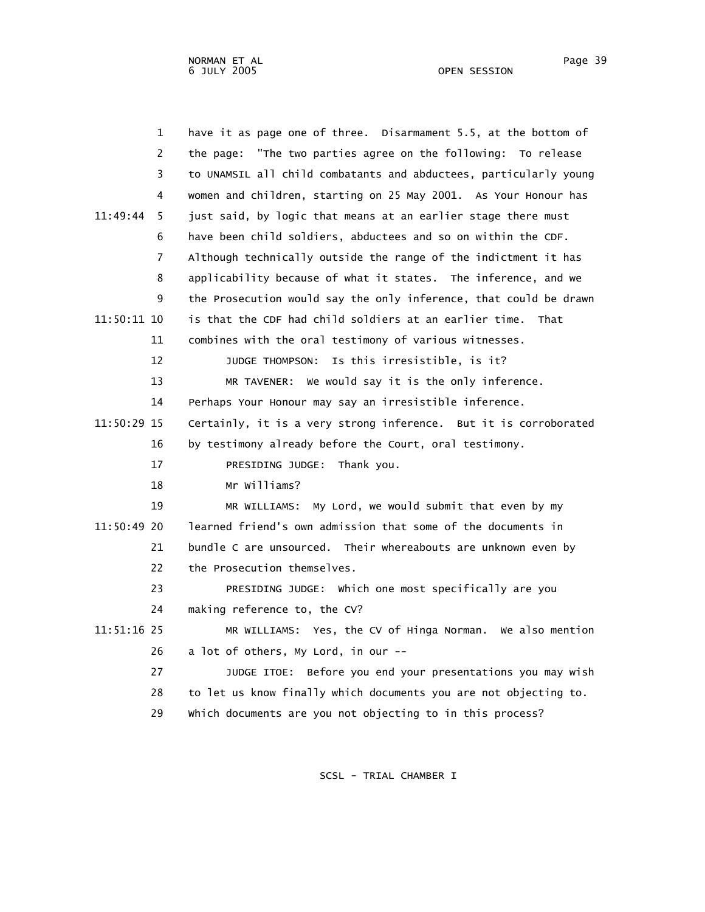1 have it as page one of three. Disarmament 5.5, at the bottom of

2 the page: "The two parties agree on the following: To release

3 to UNAMSIL all child combatants and abductees, particularly young

4 women and children, starting on 25 May 2001. As Your Honour has

11:49:44 5 just said, by logic that means at an earlier stage there must

6 have been child soldiers, abductees and so on within the CDF.

7 Although technically outside the range of the indictment it has

8 applicability because of what it states. The inference, and we

9 the Prosecution would say the only inference, that could be drawn

11:50:11 10 is that the CDF had child soldiers at an earlier time. That

11 combines with the oral testimony of various witnesses.

12 JUDGE THOMPSON: Is this irresistible, is it?

13 MR TAVENER: We would say it is the only inference.

14 Perhaps Your Honour may say an irresistible inference.

11:50:29 15 Certainly, it is a very strong inference. But it is corroborated

16 by testimony already before the Court, oral testimony.

17 PRESIDING JUDGE: Thank you.

18 Mr Williams?

19 MR WILLIAMS: My Lord, we would submit that even by my

11:50:49 20 learned friend's own admission that some of the documents in

21 bundle C are unsourced. Their whereabouts are unknown even by

22 the Prosecution themselves.

23 PRESIDING JUDGE: Which one most specifically are you

24 making reference to, the CV?

11:51:16 25 MR WILLIAMS: Yes, the CV of Hinga Norman. We also mention

26 a lot of others, My Lord, in our --

27 JUDGE ITOE: Before you end your presentations you may wish

28 to let us know finally which documents you are not objecting to.

29 Which documents are you not objecting to in this process?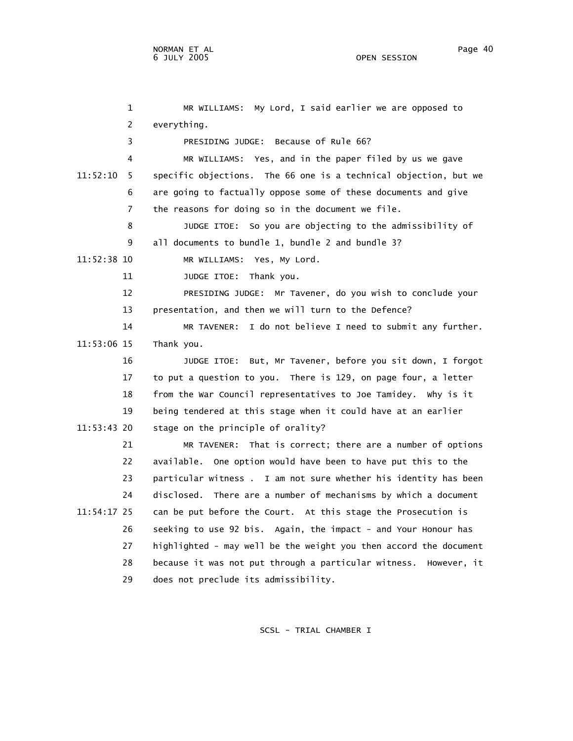MR WILLIAMS: My Lord, I said earlier we are opposed to everything.

PRESIDING JUDGE: Because of Rule 66?

MR WILLIAMS: Yes, and in the paper filed by us we gave specific objections. The 66 one is a technical objection, but we are going to factually oppose some of these documents and give the reasons for doing so in the document we file.

JUDGE ITOE: So you are objecting to the admissibility of all documents to bundle 1, bundle 2 and bundle 3?

MR WILLIAMS: Yes, My Lord.

JUDGE ITOE: Thank you.

PRESIDING JUDGE: Mr Tavener, do you wish to conclude your presentation, and then we will turn to the Defence?

MR TAVENER: I do not believe I need to submit any further. Thank you.

JUDGE ITOE: But, Mr Tavener, before you sit down, I forgot to put a question to you. There is 129, on page four, a letter from the War Council representatives to Joe Tamidey. Why is it being tendered at this stage when it could have at an earlier stage on the principle of orality?

MR TAVENER: That is correct; there are a number of options available. One option would have been to have put this to the particular witness . I am not sure whether his identity has been disclosed. There are a number of mechanisms by which a document can be put before the Court. At this stage the Prosecution is seeking to use 92 bis. Again, the impact - and Your Honour has highlighted - may well be the weight you then accord the document because it was not put through a particular witness. However, it does not preclude its admissibility.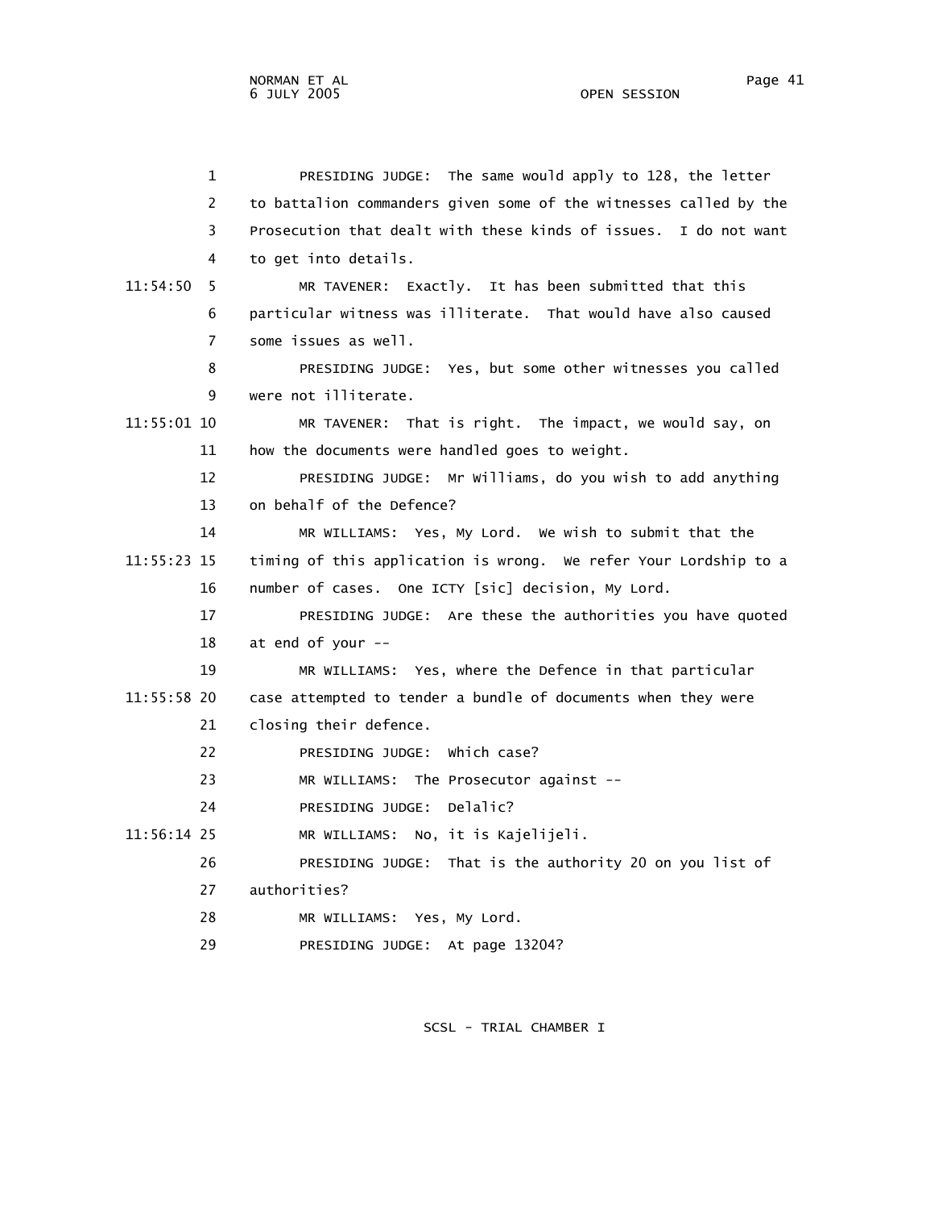1 PRESIDING JUDGE: The same would apply to 128, the letter
2 to battalion commanders given some of the witnesses called by the
3 Prosecution that dealt with these kinds of issues. I do not want
4 to get into details.

11:54:50 5 MR TAVENER: Exactly. It has been submitted that this
6 particular witness was illiterate. That would have also caused
7 some issues as well.

8 PRESIDING JUDGE: Yes, but some other witnesses you called
9 were not illiterate.

11:55:01 10 MR TAVENER: That is right. The impact, we would say, on
11 how the documents were handled goes to weight.

12 PRESIDING JUDGE: Mr Williams, do you wish to add anything
13 on behalf of the Defence?

14 MR WILLIAMS: Yes, My Lord. We wish to submit that the
11:55:23 15 timing of this application is wrong. We refer Your Lordship to a
16 number of cases. One ICTY [sic] decision, My Lord.

17 PRESIDING JUDGE: Are these the authorities you have quoted
18 at end of your --

19 MR WILLIAMS: Yes, where the Defence in that particular
11:55:58 20 case attempted to tender a bundle of documents when they were
21 closing their defence.

22 PRESIDING JUDGE: Which case?

23 MR WILLIAMS: The Prosecutor against --

24 PRESIDING JUDGE: Delalic?

11:56:14 25 MR WILLIAMS: No, it is Kajelijeli.

26 PRESIDING JUDGE: That is the authority 20 on you list of
27 authorities?

28 MR WILLIAMS: Yes, My Lord.

29 PRESIDING JUDGE: At page 13204?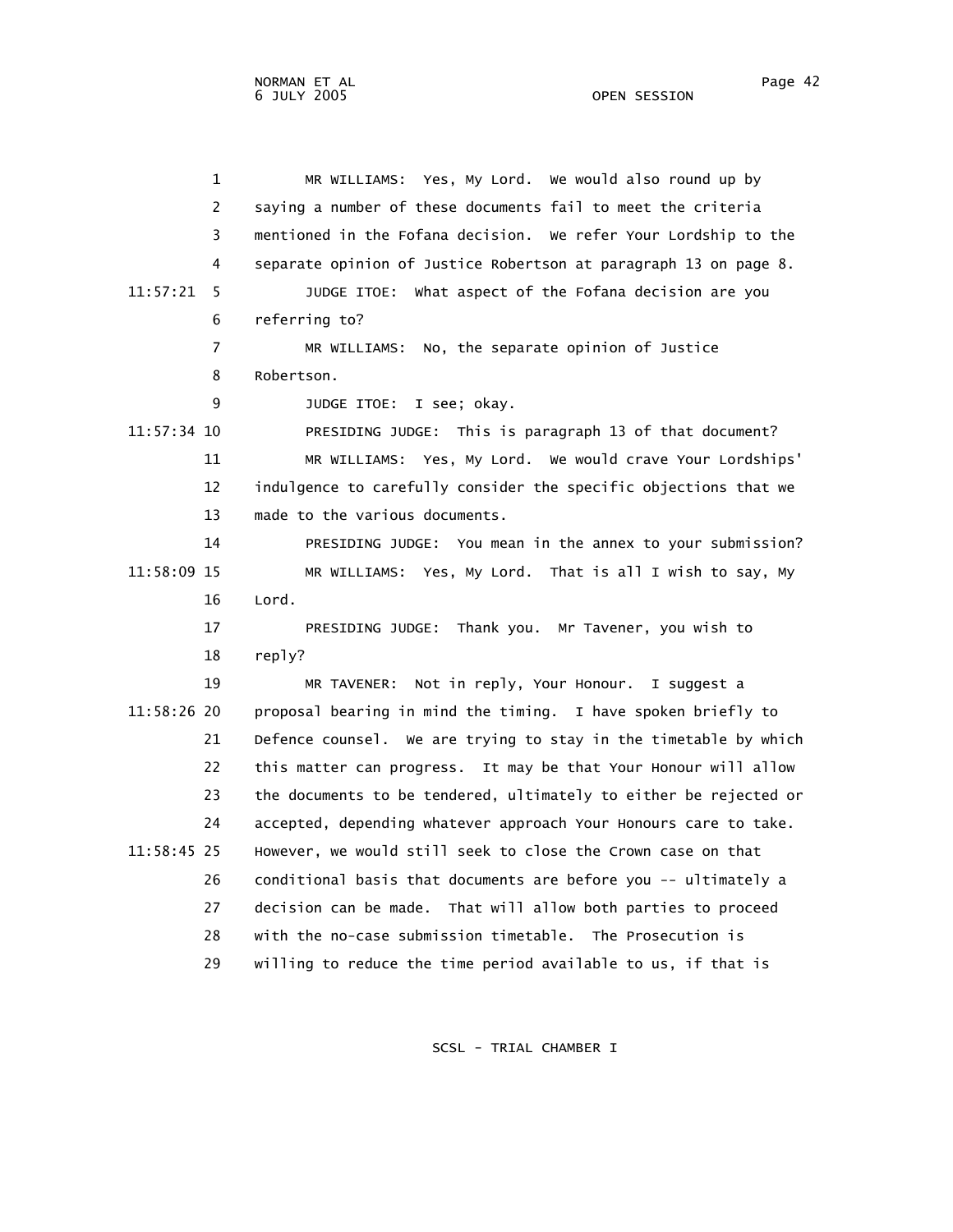1 MR WILLIAMS: Yes, My Lord. We would also round up by
2 saying a number of these documents fail to meet the criteria
3 mentioned in the Fofana decision. We refer Your Lordship to the
4 separate opinion of Justice Robertson at paragraph 13 on page 8.
11:57:21 5 JUDGE ITOE: What aspect of the Fofana decision are you
6 referring to?
7 MR WILLIAMS: No, the separate opinion of Justice
8 Robertson.
9 JUDGE ITOE: I see; okay.
11:57:34 10 PRESIDING JUDGE: This is paragraph 13 of that document?
11 MR WILLIAMS: Yes, My Lord. We would crave Your Lordships'
12 indulgence to carefully consider the specific objections that we
13 made to the various documents.
14 PRESIDING JUDGE: You mean in the annex to your submission?
11:58:09 15 MR WILLIAMS: Yes, My Lord. That is all I wish to say, My
16 Lord.
17 PRESIDING JUDGE: Thank you. Mr Tavener, you wish to
18 reply?
19 MR TAVENER: Not in reply, Your Honour. I suggest a
11:58:26 20 proposal bearing in mind the timing. I have spoken briefly to
21 Defence counsel. We are trying to stay in the timetable by which
22 this matter can progress. It may be that Your Honour will allow
23 the documents to be tendered, ultimately to either be rejected or
24 accepted, depending whatever approach Your Honours care to take.
11:58:45 25 However, we would still seek to close the Crown case on that
26 conditional basis that documents are before you -- ultimately a
27 decision can be made. That will allow both parties to proceed
28 with the no-case submission timetable. The Prosecution is
29 willing to reduce the time period available to us, if that is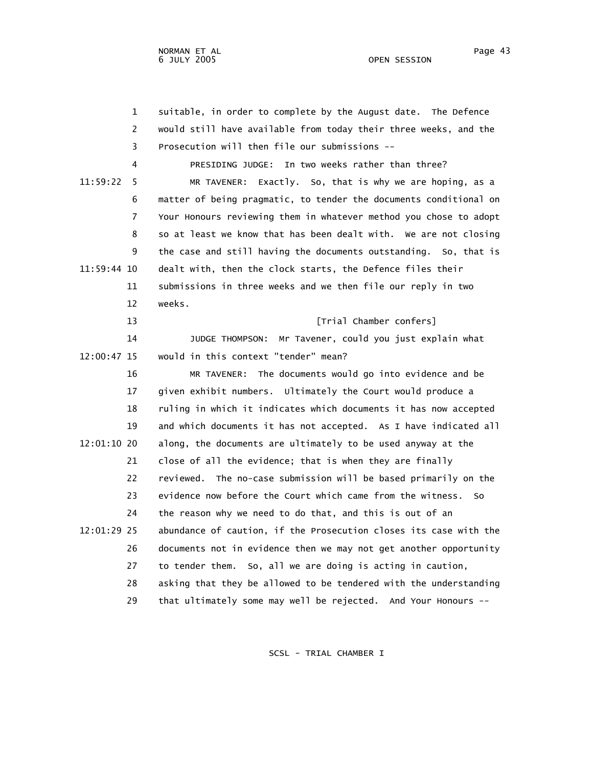suitable, in order to complete by the August date. The Defence would still have available from today their three weeks, and the Prosecution will then file our submissions --

PRESIDING JUDGE: In two weeks rather than three?

MR TAVENER: Exactly. So, that is why we are hoping, as a matter of being pragmatic, to tender the documents conditional on Your Honours reviewing them in whatever method you chose to adopt so at least we know that has been dealt with. We are not closing the case and still having the documents outstanding. So, that is dealt with, then the clock starts, the Defence files their submissions in three weeks and we then file our reply in two weeks.

[Trial Chamber confers]

JUDGE THOMPSON: Mr Tavener, could you just explain what would in this context "tender" mean?

MR TAVENER: The documents would go into evidence and be given exhibit numbers. Ultimately the Court would produce a ruling in which it indicates which documents it has now accepted and which documents it has not accepted. As I have indicated all along, the documents are ultimately to be used anyway at the close of all the evidence; that is when they are finally reviewed. The no-case submission will be based primarily on the evidence now before the Court which came from the witness. So the reason why we need to do that, and this is out of an abundance of caution, if the Prosecution closes its case with the documents not in evidence then we may not get another opportunity to tender them. So, all we are doing is acting in caution, asking that they be allowed to be tendered with the understanding that ultimately some may well be rejected. And Your Honours --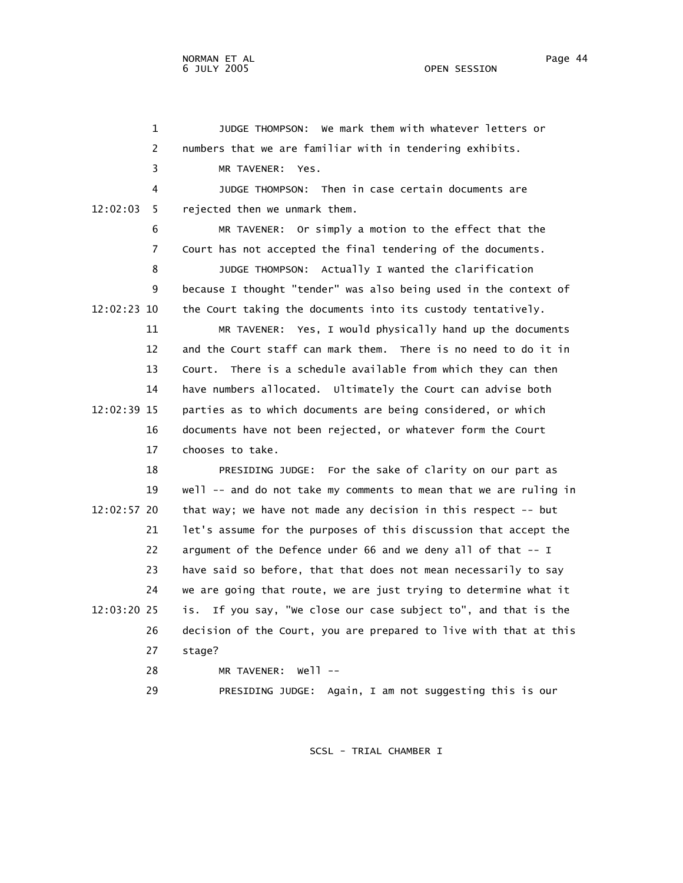JUDGE THOMPSON: We mark them with whatever letters or numbers that we are familiar with in tendering exhibits.

MR TAVENER: Yes.

JUDGE THOMPSON: Then in case certain documents are rejected then we unmark them.

MR TAVENER: Or simply a motion to the effect that the Court has not accepted the final tendering of the documents.

JUDGE THOMPSON: Actually I wanted the clarification because I thought "tender" was also being used in the context of the Court taking the documents into its custody tentatively.

MR TAVENER: Yes, I would physically hand up the documents and the Court staff can mark them. There is no need to do it in Court. There is a schedule available from which they can then have numbers allocated. Ultimately the Court can advise both parties as to which documents are being considered, or which documents have not been rejected, or whatever form the Court chooses to take.

PRESIDING JUDGE: For the sake of clarity on our part as well -- and do not take my comments to mean that we are ruling in that way; we have not made any decision in this respect -- but let's assume for the purposes of this discussion that accept the argument of the Defence under 66 and we deny all of that -- I have said so before, that that does not mean necessarily to say we are going that route, we are just trying to determine what it is. If you say, "We close our case subject to", and that is the decision of the Court, you are prepared to live with that at this stage?

MR TAVENER: Well --

PRESIDING JUDGE: Again, I am not suggesting this is our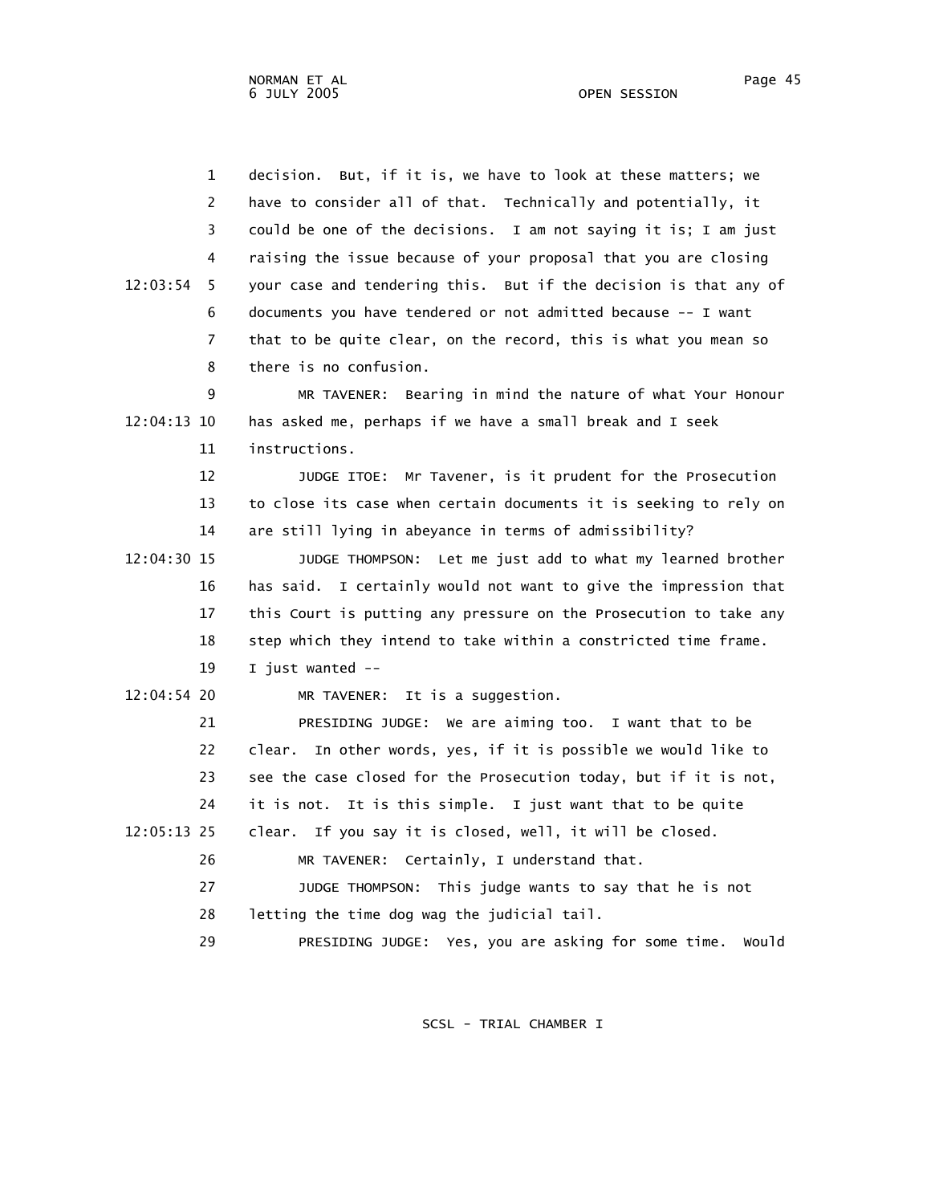1 decision. But, if it is, we have to look at these matters; we
2 have to consider all of that. Technically and potentially, it
3 could be one of the decisions. I am not saying it is; I am just
4 raising the issue because of your proposal that you are closing
12:03:54 5 your case and tendering this. But if the decision is that any of
6 documents you have tendered or not admitted because -- I want
7 that to be quite clear, on the record, this is what you mean so
8 there is no confusion.
9 MR TAVENER: Bearing in mind the nature of what Your Honour
12:04:13 10 has asked me, perhaps if we have a small break and I seek
11 instructions.
12 JUDGE ITOE: Mr Tavener, is it prudent for the Prosecution
13 to close its case when certain documents it is seeking to rely on
14 are still lying in abeyance in terms of admissibility?
12:04:30 15 JUDGE THOMPSON: Let me just add to what my learned brother
16 has said. I certainly would not want to give the impression that
17 this Court is putting any pressure on the Prosecution to take any
18 step which they intend to take within a constricted time frame.
19 I just wanted --
12:04:54 20 MR TAVENER: It is a suggestion.
21 PRESIDING JUDGE: We are aiming too. I want that to be
22 clear. In other words, yes, if it is possible we would like to
23 see the case closed for the Prosecution today, but if it is not,
24 it is not. It is this simple. I just want that to be quite
12:05:13 25 clear. If you say it is closed, well, it will be closed.
26 MR TAVENER: Certainly, I understand that.
27 JUDGE THOMPSON: This judge wants to say that he is not
28 letting the time dog wag the judicial tail.
29 PRESIDING JUDGE: Yes, you are asking for some time. Would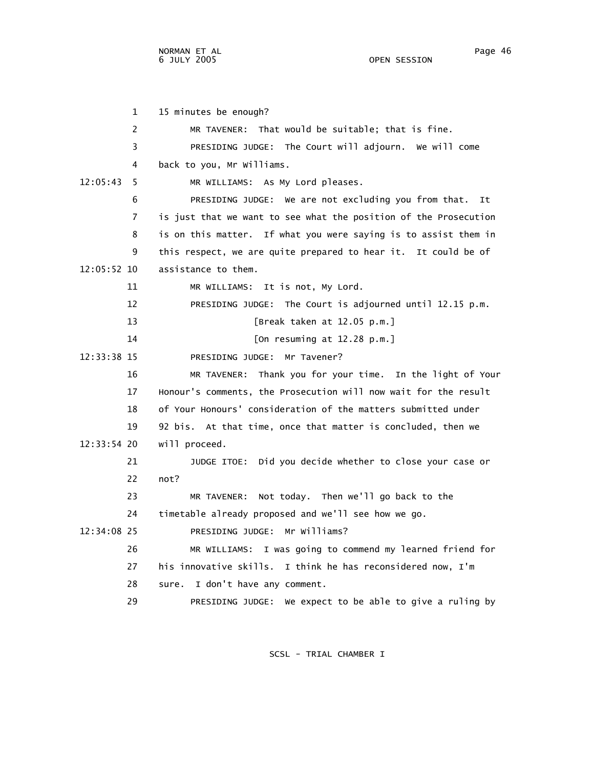1 15 minutes be enough?

2 MR TAVENER: That would be suitable; that is fine.

3 PRESIDING JUDGE: The Court will adjourn. We will come

4 back to you, Mr Williams.

12:05:43 5 MR WILLIAMS: As My Lord pleases.

6 PRESIDING JUDGE: We are not excluding you from that. It

7 is just that we want to see what the position of the Prosecution

8 is on this matter. If what you were saying is to assist them in

9 this respect, we are quite prepared to hear it. It could be of

12:05:52 10 assistance to them.

11 MR WILLIAMS: It is not, My Lord.

12 PRESIDING JUDGE: The Court is adjourned until 12.15 p.m.

13 [Break taken at 12.05 p.m.]

14 [On resuming at 12.28 p.m.]

12:33:38 15 PRESIDING JUDGE: Mr Tavener?

16 MR TAVENER: Thank you for your time. In the light of Your

17 Honour's comments, the Prosecution will now wait for the result

18 of Your Honours' consideration of the matters submitted under

19 92 bis. At that time, once that matter is concluded, then we

12:33:54 20 will proceed.

21 JUDGE ITOE: Did you decide whether to close your case or

22 not?

23 MR TAVENER: Not today. Then we'll go back to the

24 timetable already proposed and we'll see how we go.

12:34:08 25 PRESIDING JUDGE: Mr Williams?

26 MR WILLIAMS: I was going to commend my learned friend for

27 his innovative skills. I think he has reconsidered now, I'm

28 sure. I don't have any comment.

29 PRESIDING JUDGE: We expect to be able to give a ruling by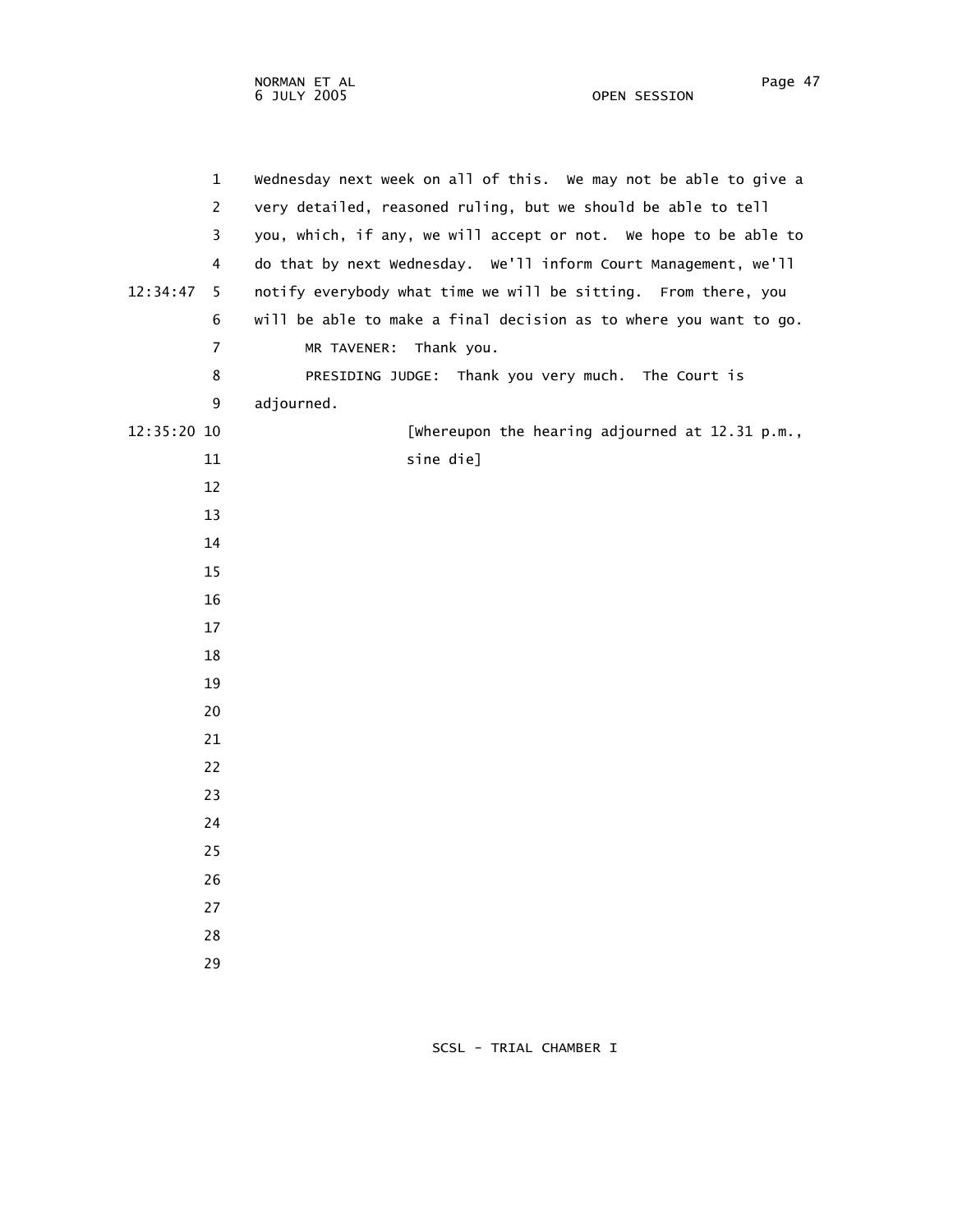Wednesday next week on all of this. We may not be able to give a very detailed, reasoned ruling, but we should be able to tell you, which, if any, we will accept or not. We hope to be able to do that by next Wednesday. We'll inform Court Management, we'll notify everybody what time we will be sitting. From there, you will be able to make a final decision as to where you want to go.

MR TAVENER: Thank you.

PRESIDING JUDGE: Thank you very much. The Court is adjourned.

[Whereupon the hearing adjourned at 12.31 p.m., sine die]